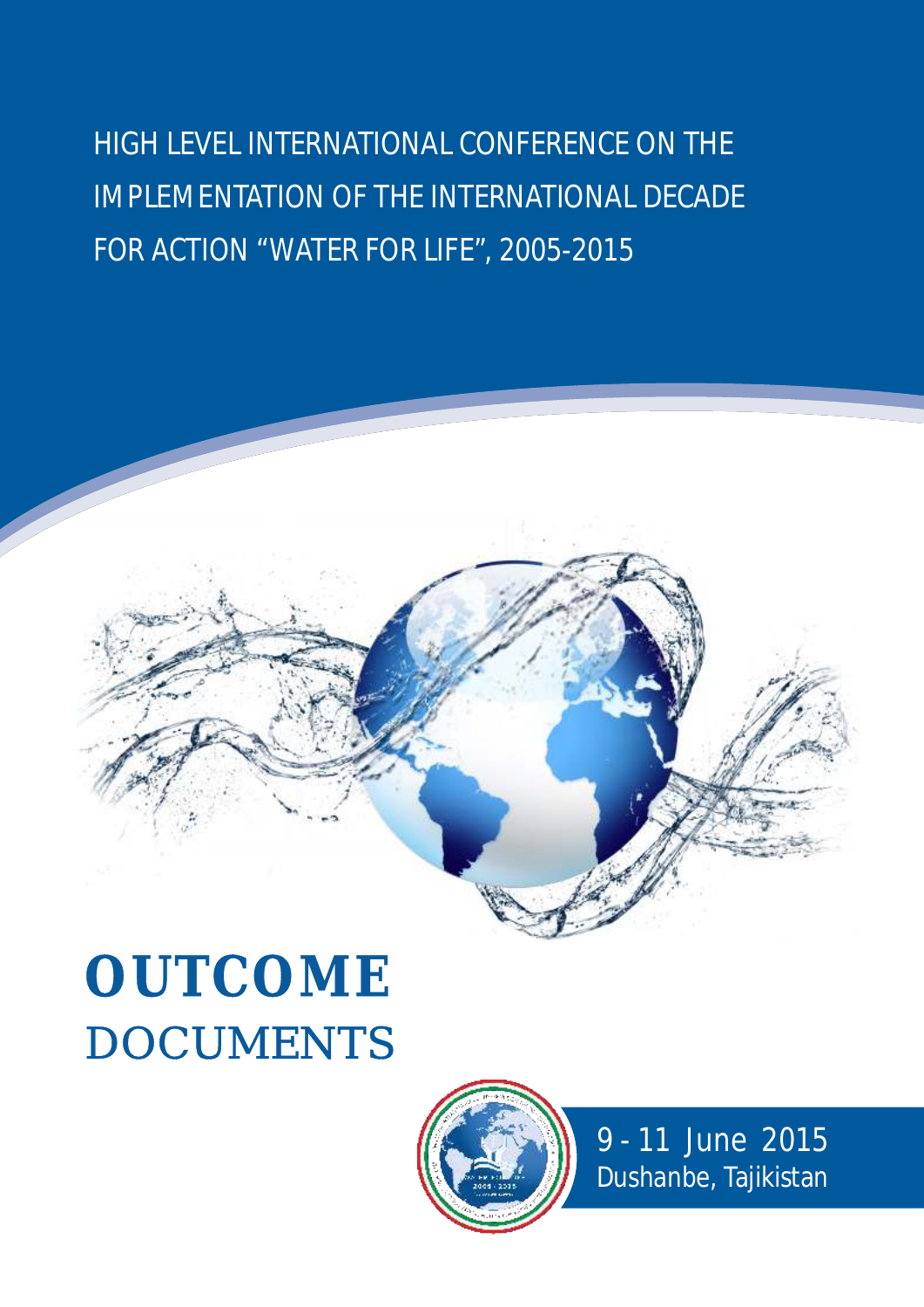HIGH LEVEL INTERNATIONAL CONFERENCE ON THE IMPLEMENTATION OF THE INTERNATIONAL DECADE FOR ACTION "WATER FOR LIFE", 2005-2015

# OUTCOME DOCUMENTS

9 - 11 June 2015
Dushanbe, Tajikistan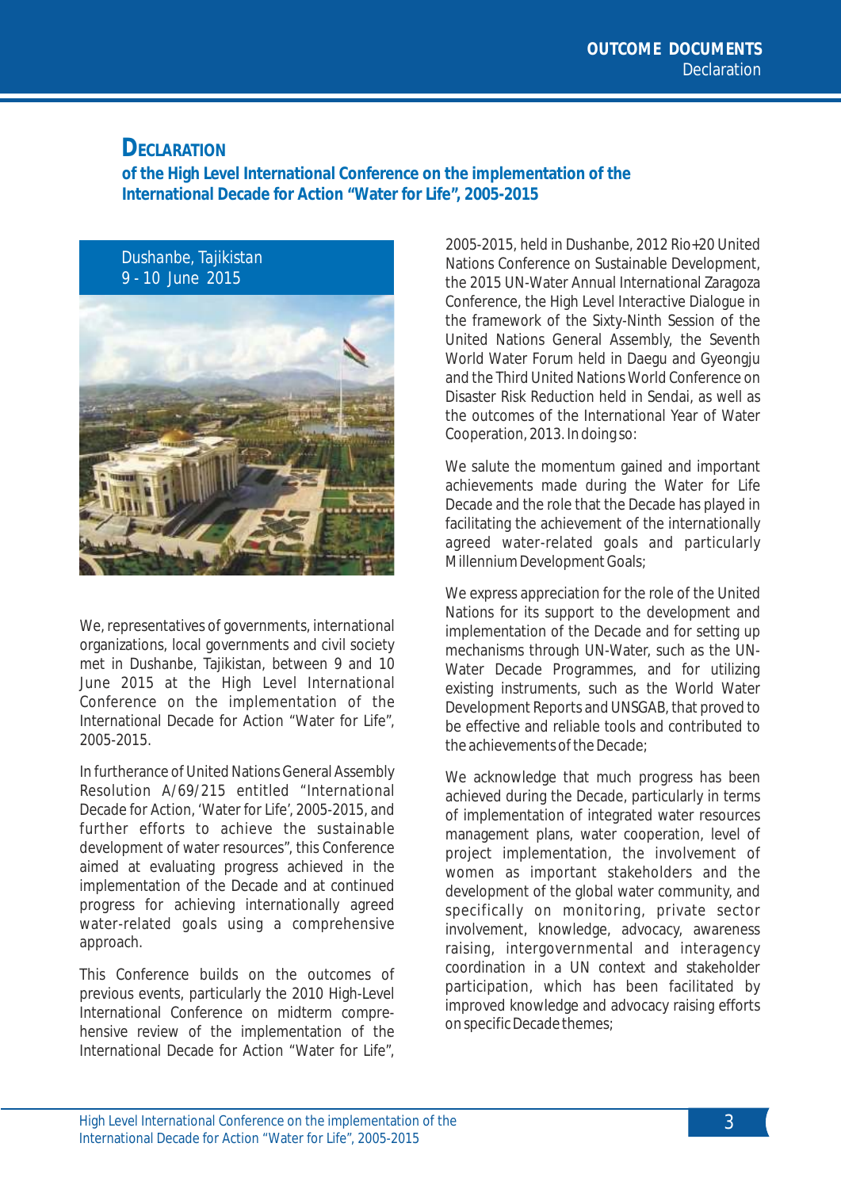# DECLARATION

## of the High Level International Conference on the implementation of the International Decade for Action "Water for Life", 2005-2015

Dushanbe, Tajikistan
9 - 10 June 2015

We, representatives of governments, international organizations, local governments and civil society met in Dushanbe, Tajikistan, between 9 and 10 June 2015 at the High Level International Conference on the implementation of the International Decade for Action "Water for Life", 2005-2015.

In furtherance of United Nations General Assembly Resolution A/69/215 entitled "International Decade for Action, 'Water for Life', 2005-2015, and further efforts to achieve the sustainable development of water resources", this Conference aimed at evaluating progress achieved in the implementation of the Decade and at continued progress for achieving internationally agreed water-related goals using a comprehensive approach.

This Conference builds on the outcomes of previous events, particularly the 2010 High-Level International Conference on midterm comprehensive review of the implementation of the International Decade for Action "Water for Life", 2005-2015, held in Dushanbe, 2012 Rio+20 United Nations Conference on Sustainable Development, the 2015 UN-Water Annual International Zaragoza Conference, the High Level Interactive Dialogue in the framework of the Sixty-Ninth Session of the United Nations General Assembly, the Seventh World Water Forum held in Daegu and Gyeongju and the Third United Nations World Conference on Disaster Risk Reduction held in Sendai, as well as the outcomes of the International Year of Water Cooperation, 2013. In doing so:

We salute the momentum gained and important achievements made during the Water for Life Decade and the role that the Decade has played in facilitating the achievement of the internationally agreed water-related goals and particularly Millennium Development Goals;

We express appreciation for the role of the United Nations for its support to the development and implementation of the Decade and for setting up mechanisms through UN-Water, such as the UN-Water Decade Programmes, and for utilizing existing instruments, such as the World Water Development Reports and UNSGAB, that proved to be effective and reliable tools and contributed to the achievements of the Decade;

We acknowledge that much progress has been achieved during the Decade, particularly in terms of implementation of integrated water resources management plans, water cooperation, level of project implementation, the involvement of women as important stakeholders and the development of the global water community, and specifically on monitoring, private sector involvement, knowledge, advocacy, awareness raising, intergovernmental and interagency coordination in a UN context and stakeholder participation, which has been facilitated by improved knowledge and advocacy raising efforts on specific Decade themes;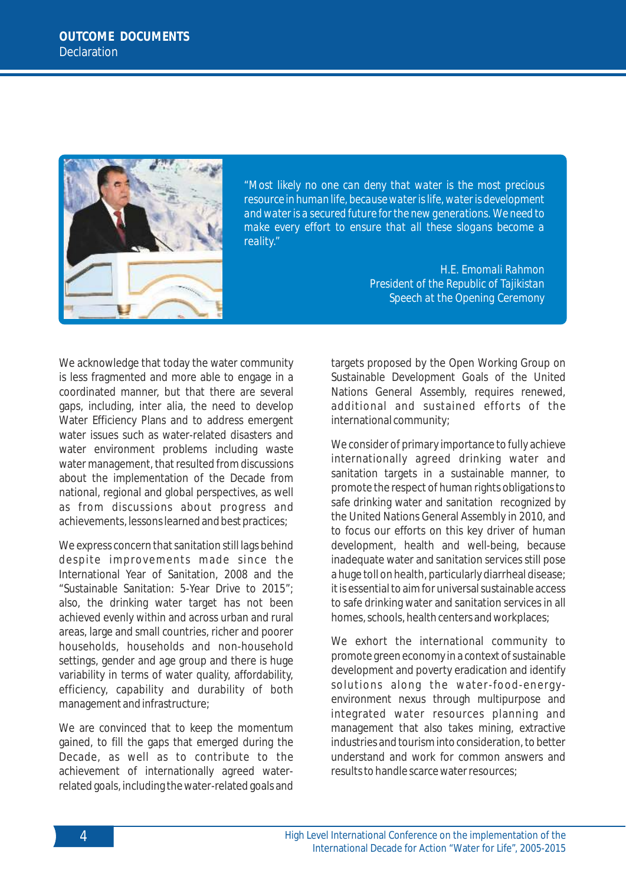> "Most likely no one can deny that water is the most precious resource in human life, because water is life, water is development and water is a secured future for the new generations. We need to make every effort to ensure that all these slogans become a reality."
>
> H.E. Emomali Rahmon
> President of the Republic of Tajikistan
> Speech at the Opening Ceremony

We acknowledge that today the water community is less fragmented and more able to engage in a coordinated manner, but that there are several gaps, including, inter alia, the need to develop Water Efficiency Plans and to address emergent water issues such as water-related disasters and water environment problems including waste water management, that resulted from discussions about the implementation of the Decade from national, regional and global perspectives, as well as from discussions about progress and achievements, lessons learned and best practices;

We express concern that sanitation still lags behind despite improvements made since the International Year of Sanitation, 2008 and the "Sustainable Sanitation: 5-Year Drive to 2015"; also, the drinking water target has not been achieved evenly within and across urban and rural areas, large and small countries, richer and poorer households, households and non-household settings, gender and age group and there is huge variability in terms of water quality, affordability, efficiency, capability and durability of both management and infrastructure;

We are convinced that to keep the momentum gained, to fill the gaps that emerged during the Decade, as well as to contribute to the achievement of internationally agreed water-related goals, including the water-related goals and targets proposed by the Open Working Group on Sustainable Development Goals of the United Nations General Assembly, requires renewed, additional and sustained efforts of the international community;

We consider of primary importance to fully achieve internationally agreed drinking water and sanitation targets in a sustainable manner, to promote the respect of human rights obligations to safe drinking water and sanitation recognized by the United Nations General Assembly in 2010, and to focus our efforts on this key driver of human development, health and well-being, because inadequate water and sanitation services still pose a huge toll on health, particularly diarrheal disease; it is essential to aim for universal sustainable access to safe drinking water and sanitation services in all homes, schools, health centers and workplaces;

We exhort the international community to promote green economy in a context of sustainable development and poverty eradication and identify solutions along the water-food-energy-environment nexus through multipurpose and integrated water resources planning and management that also takes mining, extractive industries and tourism into consideration, to better understand and work for common answers and results to handle scarce water resources;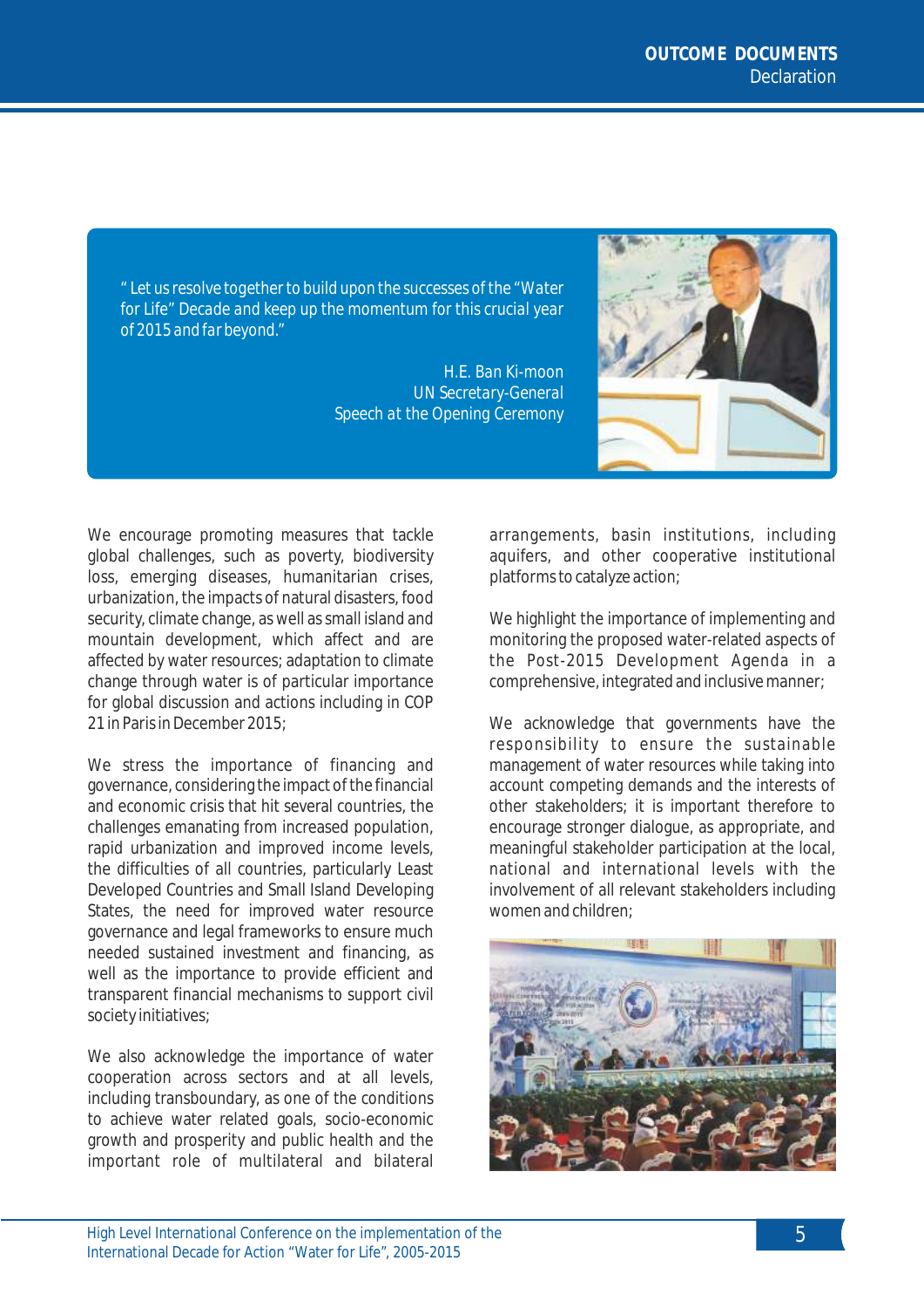> " Let us resolve together to build upon the successes of the "Water for Life" Decade and keep up the momentum for this crucial year of 2015 and far beyond."
>
> H.E. Ban Ki-moon
> UN Secretary-General
> Speech at the Opening Ceremony

We encourage promoting measures that tackle global challenges, such as poverty, biodiversity loss, emerging diseases, humanitarian crises, urbanization, the impacts of natural disasters, food security, climate change, as well as small island and mountain development, which affect and are affected by water resources; adaptation to climate change through water is of particular importance for global discussion and actions including in COP 21 in Paris in December 2015;

We stress the importance of financing and governance, considering the impact of the financial and economic crisis that hit several countries, the challenges emanating from increased population, rapid urbanization and improved income levels, the difficulties of all countries, particularly Least Developed Countries and Small Island Developing States, the need for improved water resource governance and legal frameworks to ensure much needed sustained investment and financing, as well as the importance to provide efficient and transparent financial mechanisms to support civil society initiatives;

We also acknowledge the importance of water cooperation across sectors and at all levels, including transboundary, as one of the conditions to achieve water related goals, socio-economic growth and prosperity and public health and the important role of multilateral and bilateral arrangements, basin institutions, including aquifers, and other cooperative institutional platforms to catalyze action;

We highlight the importance of implementing and monitoring the proposed water-related aspects of the Post-2015 Development Agenda in a comprehensive, integrated and inclusive manner;

We acknowledge that governments have the responsibility to ensure the sustainable management of water resources while taking into account competing demands and the interests of other stakeholders; it is important therefore to encourage stronger dialogue, as appropriate, and meaningful stakeholder participation at the local, national and international levels with the involvement of all relevant stakeholders including women and children;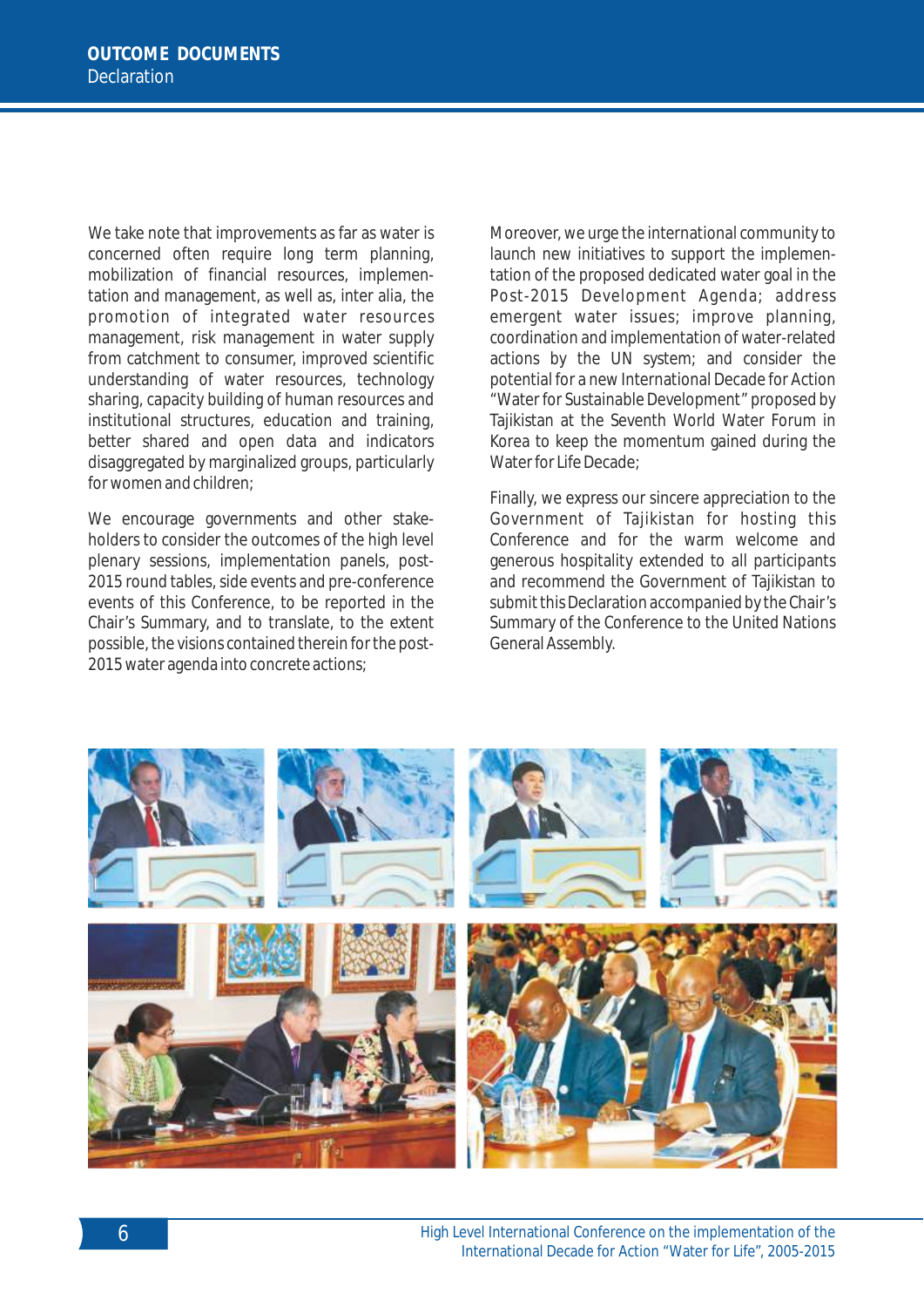We take note that improvements as far as water is concerned often require long term planning, mobilization of financial resources, implementation and management, as well as, inter alia, the promotion of integrated water resources management, risk management in water supply from catchment to consumer, improved scientific understanding of water resources, technology sharing, capacity building of human resources and institutional structures, education and training, better shared and open data and indicators disaggregated by marginalized groups, particularly for women and children;

We encourage governments and other stakeholders to consider the outcomes of the high level plenary sessions, implementation panels, post-2015 round tables, side events and pre-conference events of this Conference, to be reported in the Chair's Summary, and to translate, to the extent possible, the visions contained therein for the post-2015 water agenda into concrete actions;

Moreover, we urge the international community to launch new initiatives to support the implementation of the proposed dedicated water goal in the Post-2015 Development Agenda; address emergent water issues; improve planning, coordination and implementation of water-related actions by the UN system; and consider the potential for a new International Decade for Action "Water for Sustainable Development" proposed by Tajikistan at the Seventh World Water Forum in Korea to keep the momentum gained during the Water for Life Decade;

Finally, we express our sincere appreciation to the Government of Tajikistan for hosting this Conference and for the warm welcome and generous hospitality extended to all participants and recommend the Government of Tajikistan to submit this Declaration accompanied by the Chair's Summary of the Conference to the United Nations General Assembly.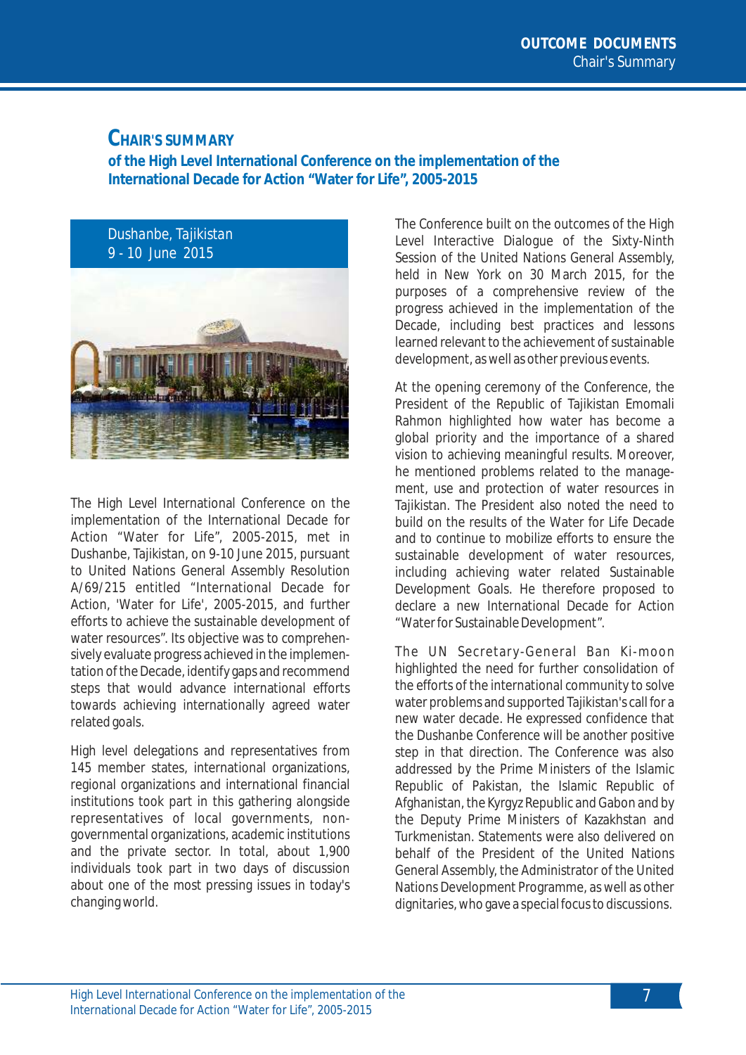# CHAIR'S SUMMARY

## of the High Level International Conference on the implementation of the International Decade for Action "Water for Life", 2005-2015

Dushanbe, Tajikistan
9 - 10 June 2015

The High Level International Conference on the implementation of the International Decade for Action "Water for Life", 2005-2015, met in Dushanbe, Tajikistan, on 9-10 June 2015, pursuant to United Nations General Assembly Resolution A/69/215 entitled "International Decade for Action, 'Water for Life', 2005-2015, and further efforts to achieve the sustainable development of water resources". Its objective was to comprehensively evaluate progress achieved in the implementation of the Decade, identify gaps and recommend steps that would advance international efforts towards achieving internationally agreed water related goals.

High level delegations and representatives from 145 member states, international organizations, regional organizations and international financial institutions took part in this gathering alongside representatives of local governments, non-governmental organizations, academic institutions and the private sector. In total, about 1,900 individuals took part in two days of discussion about one of the most pressing issues in today's changing world.

The Conference built on the outcomes of the High Level Interactive Dialogue of the Sixty-Ninth Session of the United Nations General Assembly, held in New York on 30 March 2015, for the purposes of a comprehensive review of the progress achieved in the implementation of the Decade, including best practices and lessons learned relevant to the achievement of sustainable development, as well as other previous events.

At the opening ceremony of the Conference, the President of the Republic of Tajikistan Emomali Rahmon highlighted how water has become a global priority and the importance of a shared vision to achieving meaningful results. Moreover, he mentioned problems related to the management, use and protection of water resources in Tajikistan. The President also noted the need to build on the results of the Water for Life Decade and to continue to mobilize efforts to ensure the sustainable development of water resources, including achieving water related Sustainable Development Goals. He therefore proposed to declare a new International Decade for Action "Water for Sustainable Development".

The UN Secretary-General Ban Ki-moon highlighted the need for further consolidation of the efforts of the international community to solve water problems and supported Tajikistan's call for a new water decade. He expressed confidence that the Dushanbe Conference will be another positive step in that direction. The Conference was also addressed by the Prime Ministers of the Islamic Republic of Pakistan, the Islamic Republic of Afghanistan, the Kyrgyz Republic and Gabon and by the Deputy Prime Ministers of Kazakhstan and Turkmenistan. Statements were also delivered on behalf of the President of the United Nations General Assembly, the Administrator of the United Nations Development Programme, as well as other dignitaries, who gave a special focus to discussions.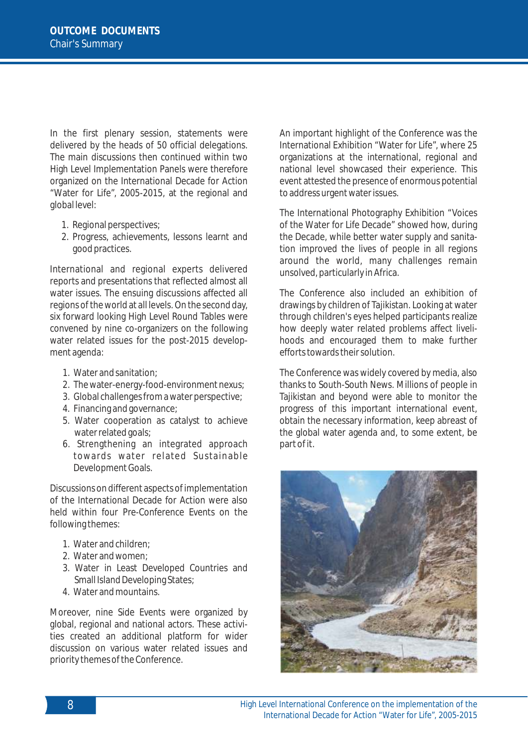In the first plenary session, statements were delivered by the heads of 50 official delegations. The main discussions then continued within two High Level Implementation Panels were therefore organized on the International Decade for Action "Water for Life", 2005-2015, at the regional and global level:

1. Regional perspectives;
2. Progress, achievements, lessons learnt and good practices.

International and regional experts delivered reports and presentations that reflected almost all water issues. The ensuing discussions affected all regions of the world at all levels. On the second day, six forward looking High Level Round Tables were convened by nine co-organizers on the following water related issues for the post-2015 development agenda:

1. Water and sanitation;
2. The water-energy-food-environment nexus;
3. Global challenges from a water perspective;
4. Financing and governance;
5. Water cooperation as catalyst to achieve water related goals;
6. Strengthening an integrated approach towards water related Sustainable Development Goals.

Discussions on different aspects of implementation of the International Decade for Action were also held within four Pre-Conference Events on the following themes:

1. Water and children;
2. Water and women;
3. Water in Least Developed Countries and Small Island Developing States;
4. Water and mountains.

Moreover, nine Side Events were organized by global, regional and national actors. These activities created an additional platform for wider discussion on various water related issues and priority themes of the Conference.

An important highlight of the Conference was the International Exhibition "Water for Life", where 25 organizations at the international, regional and national level showcased their experience. This event attested the presence of enormous potential to address urgent water issues.

The International Photography Exhibition "Voices of the Water for Life Decade" showed how, during the Decade, while better water supply and sanitation improved the lives of people in all regions around the world, many challenges remain unsolved, particularly in Africa.

The Conference also included an exhibition of drawings by children of Tajikistan. Looking at water through children's eyes helped participants realize how deeply water related problems affect livelihoods and encouraged them to make further efforts towards their solution.

The Conference was widely covered by media, also thanks to South-South News. Millions of people in Tajikistan and beyond were able to monitor the progress of this important international event, obtain the necessary information, keep abreast of the global water agenda and, to some extent, be part of it.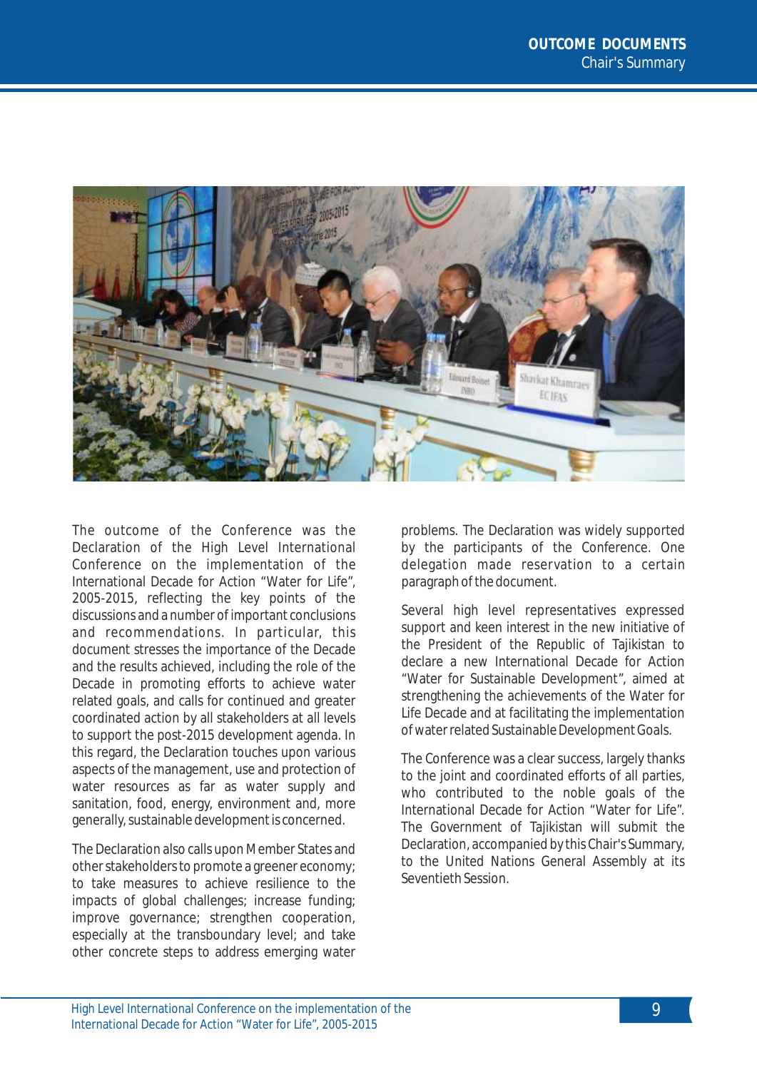The outcome of the Conference was the Declaration of the High Level International Conference on the implementation of the International Decade for Action "Water for Life", 2005-2015, reflecting the key points of the discussions and a number of important conclusions and recommendations. In particular, this document stresses the importance of the Decade and the results achieved, including the role of the Decade in promoting efforts to achieve water related goals, and calls for continued and greater coordinated action by all stakeholders at all levels to support the post-2015 development agenda. In this regard, the Declaration touches upon various aspects of the management, use and protection of water resources as far as water supply and sanitation, food, energy, environment and, more generally, sustainable development is concerned.

The Declaration also calls upon Member States and other stakeholders to promote a greener economy; to take measures to achieve resilience to the impacts of global challenges; increase funding; improve governance; strengthen cooperation, especially at the transboundary level; and take other concrete steps to address emerging water problems. The Declaration was widely supported by the participants of the Conference. One delegation made reservation to a certain paragraph of the document.

Several high level representatives expressed support and keen interest in the new initiative of the President of the Republic of Tajikistan to declare a new International Decade for Action "Water for Sustainable Development", aimed at strengthening the achievements of the Water for Life Decade and at facilitating the implementation of water related Sustainable Development Goals.

The Conference was a clear success, largely thanks to the joint and coordinated efforts of all parties, who contributed to the noble goals of the International Decade for Action "Water for Life". The Government of Tajikistan will submit the Declaration, accompanied by this Chair's Summary, to the United Nations General Assembly at its Seventieth Session.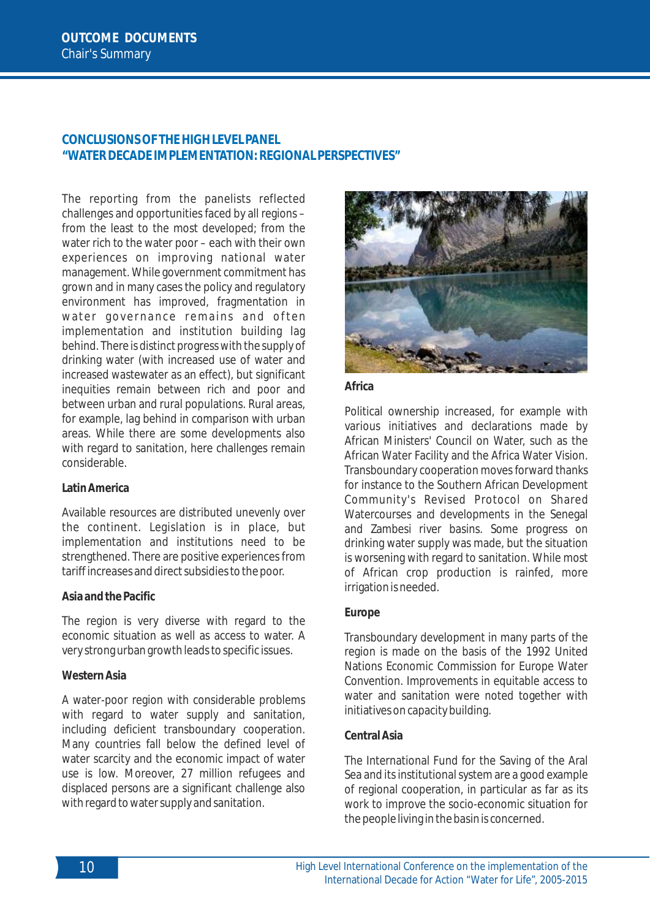## CONCLUSIONS OF THE HIGH LEVEL PANEL "WATER DECADE IMPLEMENTATION: REGIONAL PERSPECTIVES"

The reporting from the panelists reflected challenges and opportunities faced by all regions – from the least to the most developed; from the water rich to the water poor – each with their own experiences on improving national water management. While government commitment has grown and in many cases the policy and regulatory environment has improved, fragmentation in water governance remains and often implementation and institution building lag behind. There is distinct progress with the supply of drinking water (with increased use of water and increased wastewater as an effect), but significant inequities remain between rich and poor and between urban and rural populations. Rural areas, for example, lag behind in comparison with urban areas. While there are some developments also with regard to sanitation, here challenges remain considerable.

### Latin America

Available resources are distributed unevenly over the continent. Legislation is in place, but implementation and institutions need to be strengthened. There are positive experiences from tariff increases and direct subsidies to the poor.

### Asia and the Pacific

The region is very diverse with regard to the economic situation as well as access to water. A very strong urban growth leads to specific issues.

### Western Asia

A water-poor region with considerable problems with regard to water supply and sanitation, including deficient transboundary cooperation. Many countries fall below the defined level of water scarcity and the economic impact of water use is low. Moreover, 27 million refugees and displaced persons are a significant challenge also with regard to water supply and sanitation.

### Africa

Political ownership increased, for example with various initiatives and declarations made by African Ministers' Council on Water, such as the African Water Facility and the Africa Water Vision. Transboundary cooperation moves forward thanks for instance to the Southern African Development Community's Revised Protocol on Shared Watercourses and developments in the Senegal and Zambesi river basins. Some progress on drinking water supply was made, but the situation is worsening with regard to sanitation. While most of African crop production is rainfed, more irrigation is needed.

### Europe

Transboundary development in many parts of the region is made on the basis of the 1992 United Nations Economic Commission for Europe Water Convention. Improvements in equitable access to water and sanitation were noted together with initiatives on capacity building.

### Central Asia

The International Fund for the Saving of the Aral Sea and its institutional system are a good example of regional cooperation, in particular as far as its work to improve the socio-economic situation for the people living in the basin is concerned.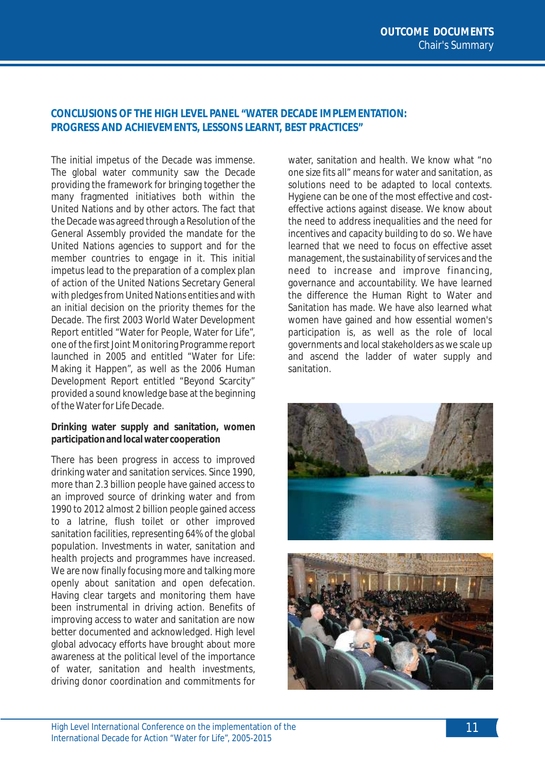## CONCLUSIONS OF THE HIGH LEVEL PANEL "WATER DECADE IMPLEMENTATION: PROGRESS AND ACHIEVEMENTS, LESSONS LEARNT, BEST PRACTICES"

The initial impetus of the Decade was immense. The global water community saw the Decade providing the framework for bringing together the many fragmented initiatives both within the United Nations and by other actors. The fact that the Decade was agreed through a Resolution of the General Assembly provided the mandate for the United Nations agencies to support and for the member countries to engage in it. This initial impetus lead to the preparation of a complex plan of action of the United Nations Secretary General with pledges from United Nations entities and with an initial decision on the priority themes for the Decade. The first 2003 World Water Development Report entitled "Water for People, Water for Life", one of the first Joint Monitoring Programme report launched in 2005 and entitled "Water for Life: Making it Happen", as well as the 2006 Human Development Report entitled "Beyond Scarcity" provided a sound knowledge base at the beginning of the Water for Life Decade.

**Drinking water supply and sanitation, women participation and local water cooperation**

There has been progress in access to improved drinking water and sanitation services. Since 1990, more than 2.3 billion people have gained access to an improved source of drinking water and from 1990 to 2012 almost 2 billion people gained access to a latrine, flush toilet or other improved sanitation facilities, representing 64% of the global population. Investments in water, sanitation and health projects and programmes have increased. We are now finally focusing more and talking more openly about sanitation and open defecation. Having clear targets and monitoring them have been instrumental in driving action. Benefits of improving access to water and sanitation are now better documented and acknowledged. High level global advocacy efforts have brought about more awareness at the political level of the importance of water, sanitation and health investments, driving donor coordination and commitments for water, sanitation and health. We know what "no one size fits all" means for water and sanitation, as solutions need to be adapted to local contexts. Hygiene can be one of the most effective and cost-effective actions against disease. We know about the need to address inequalities and the need for incentives and capacity building to do so. We have learned that we need to focus on effective asset management, the sustainability of services and the need to increase and improve financing, governance and accountability. We have learned the difference the Human Right to Water and Sanitation has made. We have also learned what women have gained and how essential women's participation is, as well as the role of local governments and local stakeholders as we scale up and ascend the ladder of water supply and sanitation.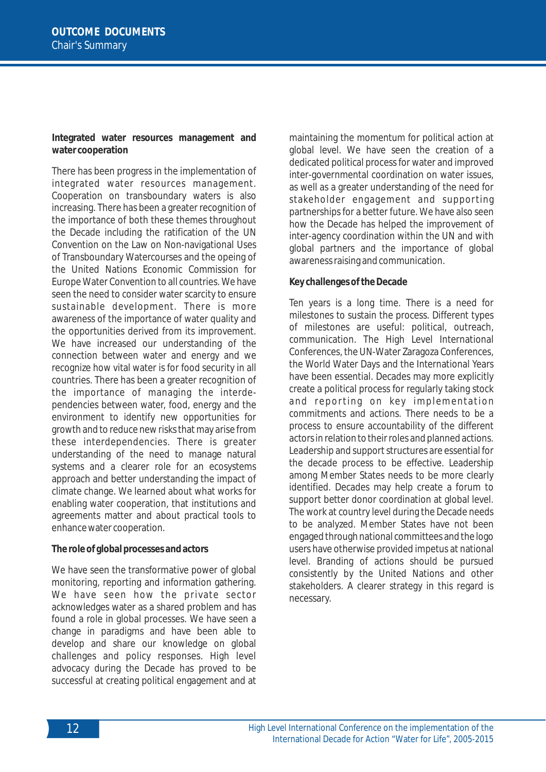### Integrated water resources management and water cooperation

There has been progress in the implementation of integrated water resources management. Cooperation on transboundary waters is also increasing. There has been a greater recognition of the importance of both these themes throughout the Decade including the ratification of the UN Convention on the Law on Non-navigational Uses of Transboundary Watercourses and the opeing of the United Nations Economic Commission for Europe Water Convention to all countries. We have seen the need to consider water scarcity to ensure sustainable development. There is more awareness of the importance of water quality and the opportunities derived from its improvement. We have increased our understanding of the connection between water and energy and we recognize how vital water is for food security in all countries. There has been a greater recognition of the importance of managing the interdependencies between water, food, energy and the environment to identify new opportunities for growth and to reduce new risks that may arise from these interdependencies. There is greater understanding of the need to manage natural systems and a clearer role for an ecosystems approach and better understanding the impact of climate change. We learned about what works for enabling water cooperation, that institutions and agreements matter and about practical tools to enhance water cooperation.

### The role of global processes and actors

We have seen the transformative power of global monitoring, reporting and information gathering. We have seen how the private sector acknowledges water as a shared problem and has found a role in global processes. We have seen a change in paradigms and have been able to develop and share our knowledge on global challenges and policy responses. High level advocacy during the Decade has proved to be successful at creating political engagement and at maintaining the momentum for political action at global level. We have seen the creation of a dedicated political process for water and improved inter-governmental coordination on water issues, as well as a greater understanding of the need for stakeholder engagement and supporting partnerships for a better future. We have also seen how the Decade has helped the improvement of inter-agency coordination within the UN and with global partners and the importance of global awareness raising and communication.

### Key challenges of the Decade

Ten years is a long time. There is a need for milestones to sustain the process. Different types of milestones are useful: political, outreach, communication. The High Level International Conferences, the UN-Water Zaragoza Conferences, the World Water Days and the International Years have been essential. Decades may more explicitly create a political process for regularly taking stock and reporting on key implementation commitments and actions. There needs to be a process to ensure accountability of the different actors in relation to their roles and planned actions. Leadership and support structures are essential for the decade process to be effective. Leadership among Member States needs to be more clearly identified. Decades may help create a forum to support better donor coordination at global level. The work at country level during the Decade needs to be analyzed. Member States have not been engaged through national committees and the logo users have otherwise provided impetus at national level. Branding of actions should be pursued consistently by the United Nations and other stakeholders. A clearer strategy in this regard is necessary.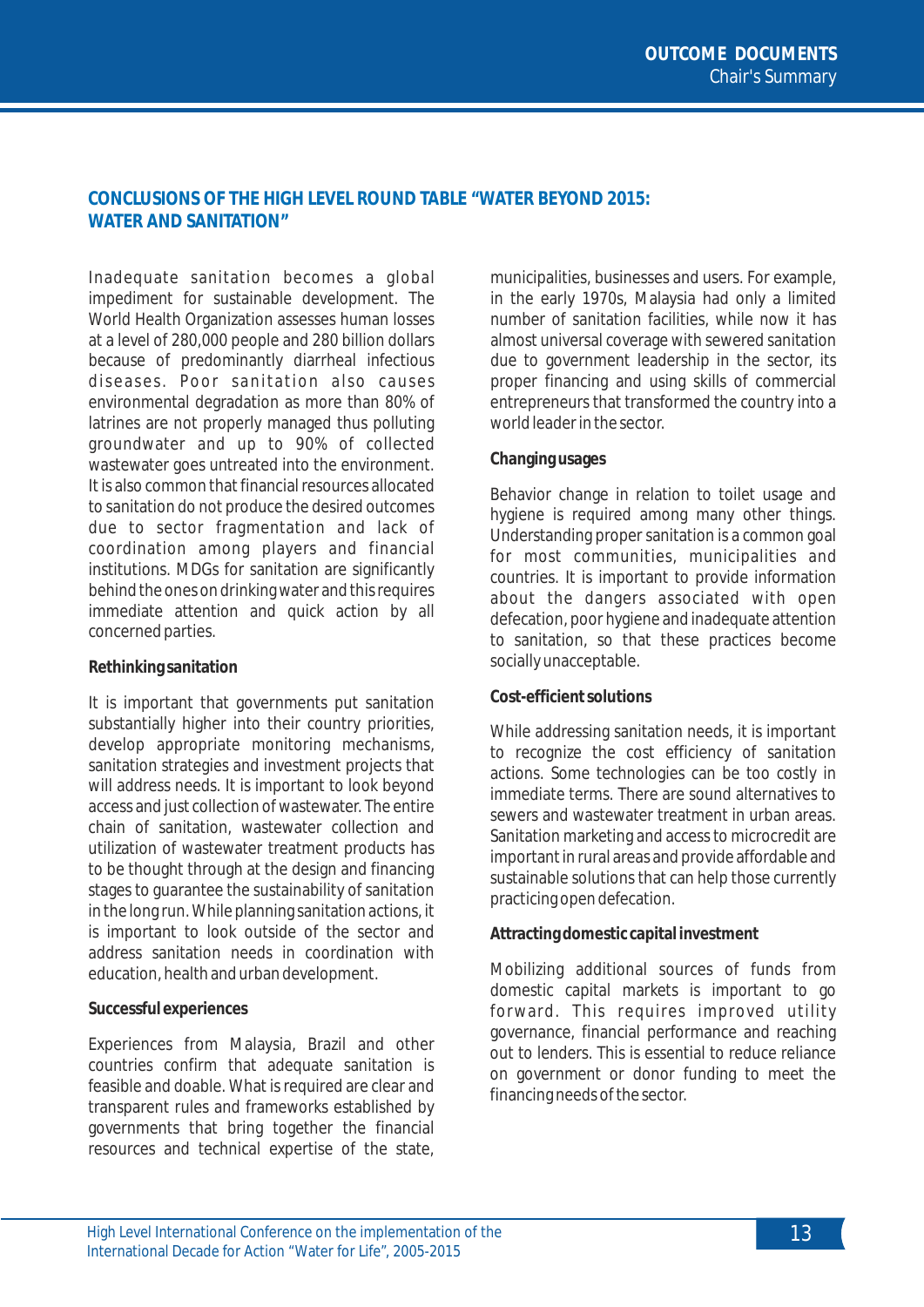## CONCLUSIONS OF THE HIGH LEVEL ROUND TABLE "WATER BEYOND 2015: WATER AND SANITATION"

Inadequate sanitation becomes a global impediment for sustainable development. The World Health Organization assesses human losses at a level of 280,000 people and 280 billion dollars because of predominantly diarrheal infectious diseases. Poor sanitation also causes environmental degradation as more than 80% of latrines are not properly managed thus polluting groundwater and up to 90% of collected wastewater goes untreated into the environment. It is also common that financial resources allocated to sanitation do not produce the desired outcomes due to sector fragmentation and lack of coordination among players and financial institutions. MDGs for sanitation are significantly behind the ones on drinking water and this requires immediate attention and quick action by all concerned parties.

**Rethinking sanitation**

It is important that governments put sanitation substantially higher into their country priorities, develop appropriate monitoring mechanisms, sanitation strategies and investment projects that will address needs. It is important to look beyond access and just collection of wastewater. The entire chain of sanitation, wastewater collection and utilization of wastewater treatment products has to be thought through at the design and financing stages to guarantee the sustainability of sanitation in the long run. While planning sanitation actions, it is important to look outside of the sector and address sanitation needs in coordination with education, health and urban development.

**Successful experiences**

Experiences from Malaysia, Brazil and other countries confirm that adequate sanitation is feasible and doable. What is required are clear and transparent rules and frameworks established by governments that bring together the financial resources and technical expertise of the state, municipalities, businesses and users. For example, in the early 1970s, Malaysia had only a limited number of sanitation facilities, while now it has almost universal coverage with sewered sanitation due to government leadership in the sector, its proper financing and using skills of commercial entrepreneurs that transformed the country into a world leader in the sector.

**Changing usages**

Behavior change in relation to toilet usage and hygiene is required among many other things. Understanding proper sanitation is a common goal for most communities, municipalities and countries. It is important to provide information about the dangers associated with open defecation, poor hygiene and inadequate attention to sanitation, so that these practices become socially unacceptable.

**Cost-efficient solutions**

While addressing sanitation needs, it is important to recognize the cost efficiency of sanitation actions. Some technologies can be too costly in immediate terms. There are sound alternatives to sewers and wastewater treatment in urban areas. Sanitation marketing and access to microcredit are important in rural areas and provide affordable and sustainable solutions that can help those currently practicing open defecation.

**Attracting domestic capital investment**

Mobilizing additional sources of funds from domestic capital markets is important to go forward. This requires improved utility governance, financial performance and reaching out to lenders. This is essential to reduce reliance on government or donor funding to meet the financing needs of the sector.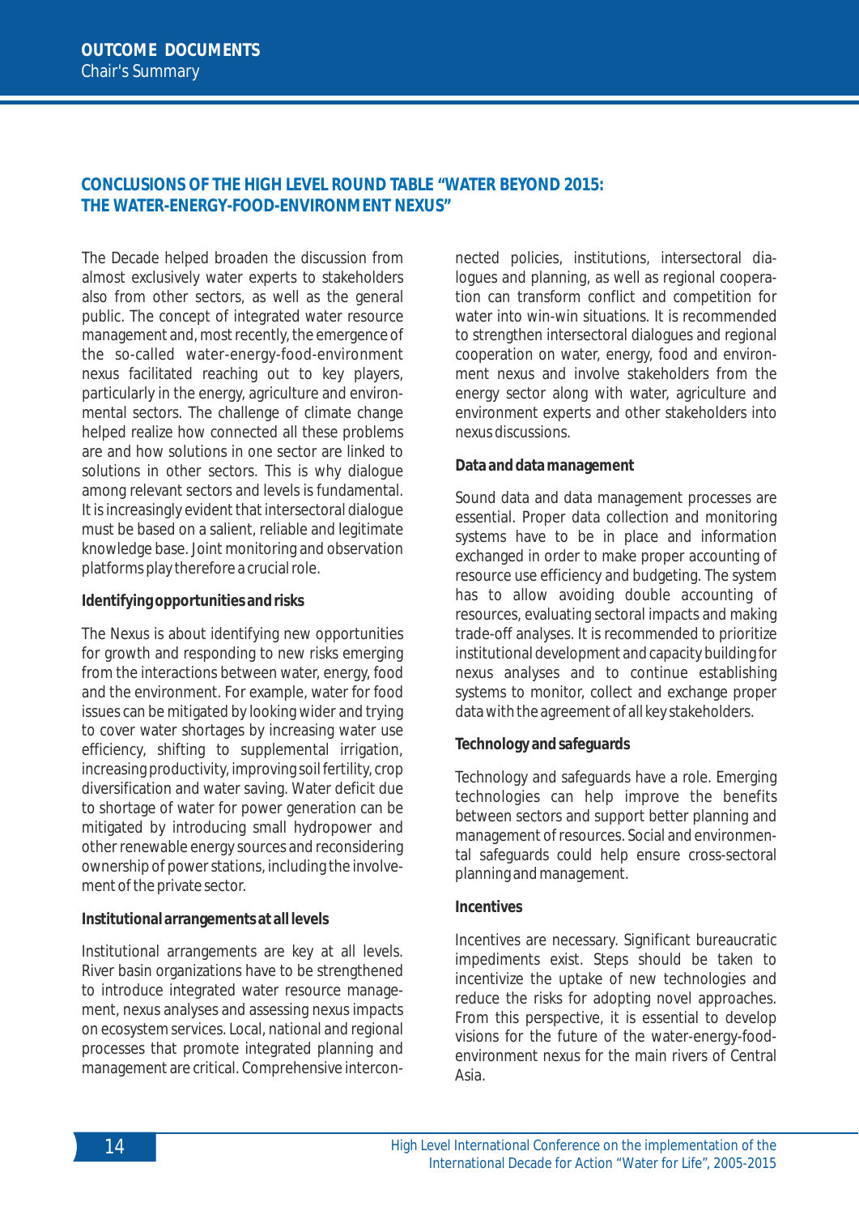## CONCLUSIONS OF THE HIGH LEVEL ROUND TABLE "WATER BEYOND 2015: THE WATER-ENERGY-FOOD-ENVIRONMENT NEXUS"

The Decade helped broaden the discussion from almost exclusively water experts to stakeholders also from other sectors, as well as the general public. The concept of integrated water resource management and, most recently, the emergence of the so-called water-energy-food-environment nexus facilitated reaching out to key players, particularly in the energy, agriculture and environmental sectors. The challenge of climate change helped realize how connected all these problems are and how solutions in one sector are linked to solutions in other sectors. This is why dialogue among relevant sectors and levels is fundamental. It is increasingly evident that intersectoral dialogue must be based on a salient, reliable and legitimate knowledge base. Joint monitoring and observation platforms play therefore a crucial role.

### Identifying opportunities and risks

The Nexus is about identifying new opportunities for growth and responding to new risks emerging from the interactions between water, energy, food and the environment. For example, water for food issues can be mitigated by looking wider and trying to cover water shortages by increasing water use efficiency, shifting to supplemental irrigation, increasing productivity, improving soil fertility, crop diversification and water saving. Water deficit due to shortage of water for power generation can be mitigated by introducing small hydropower and other renewable energy sources and reconsidering ownership of power stations, including the involvement of the private sector.

### Institutional arrangements at all levels

Institutional arrangements are key at all levels. River basin organizations have to be strengthened to introduce integrated water resource management, nexus analyses and assessing nexus impacts on ecosystem services. Local, national and regional processes that promote integrated planning and management are critical. Comprehensive interconnected policies, institutions, intersectoral dialogues and planning, as well as regional cooperation can transform conflict and competition for water into win-win situations. It is recommended to strengthen intersectoral dialogues and regional cooperation on water, energy, food and environment nexus and involve stakeholders from the energy sector along with water, agriculture and environment experts and other stakeholders into nexus discussions.

### Data and data management

Sound data and data management processes are essential. Proper data collection and monitoring systems have to be in place and information exchanged in order to make proper accounting of resource use efficiency and budgeting. The system has to allow avoiding double accounting of resources, evaluating sectoral impacts and making trade-off analyses. It is recommended to prioritize institutional development and capacity building for nexus analyses and to continue establishing systems to monitor, collect and exchange proper data with the agreement of all key stakeholders.

### Technology and safeguards

Technology and safeguards have a role. Emerging technologies can help improve the benefits between sectors and support better planning and management of resources. Social and environmental safeguards could help ensure cross-sectoral planning and management.

### Incentives

Incentives are necessary. Significant bureaucratic impediments exist. Steps should be taken to incentivize the uptake of new technologies and reduce the risks for adopting novel approaches. From this perspective, it is essential to develop visions for the future of the water-energy-food-environment nexus for the main rivers of Central Asia.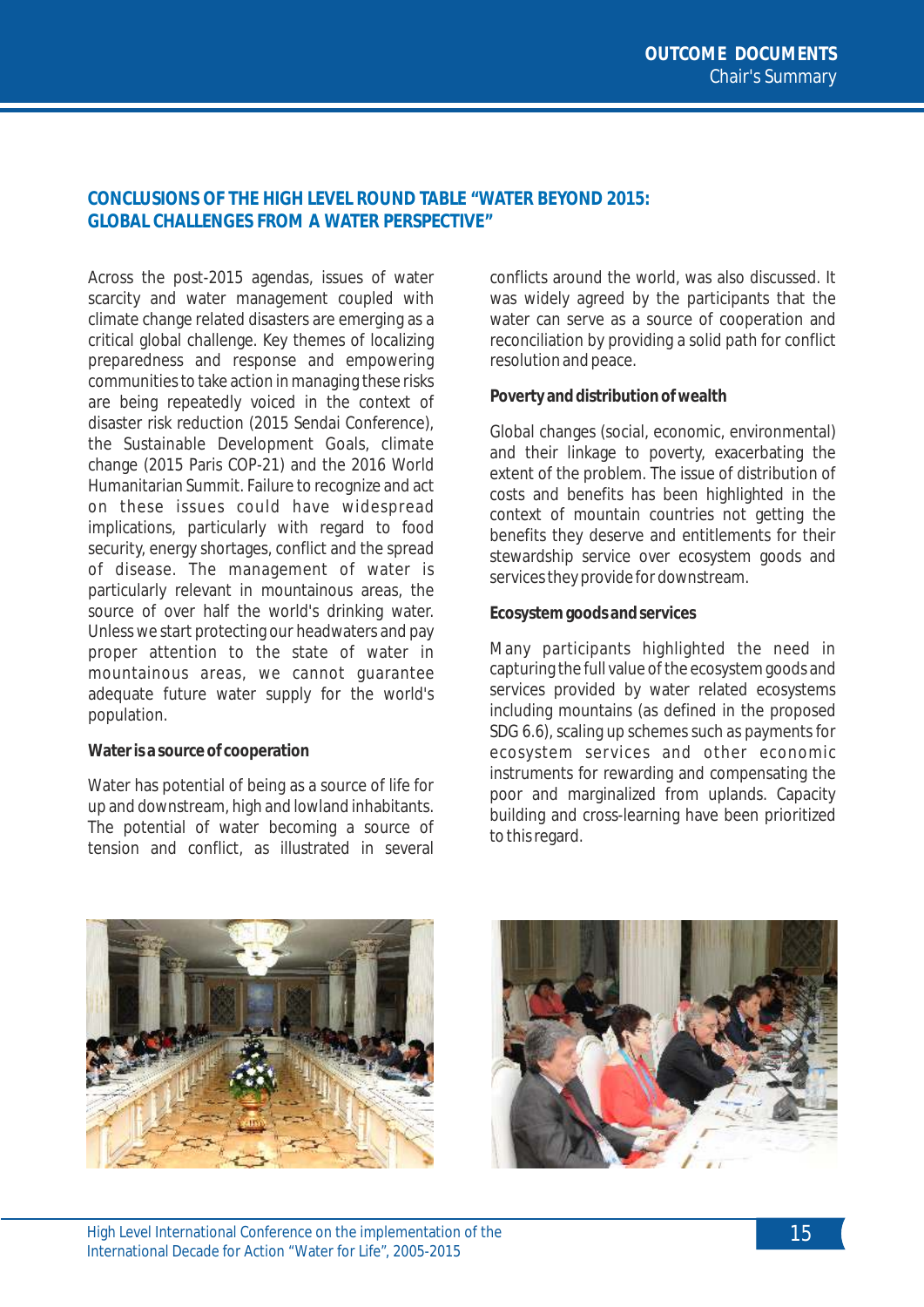## CONCLUSIONS OF THE HIGH LEVEL ROUND TABLE "WATER BEYOND 2015: GLOBAL CHALLENGES FROM A WATER PERSPECTIVE"

Across the post-2015 agendas, issues of water scarcity and water management coupled with climate change related disasters are emerging as a critical global challenge. Key themes of localizing preparedness and response and empowering communities to take action in managing these risks are being repeatedly voiced in the context of disaster risk reduction (2015 Sendai Conference), the Sustainable Development Goals, climate change (2015 Paris COP-21) and the 2016 World Humanitarian Summit. Failure to recognize and act on these issues could have widespread implications, particularly with regard to food security, energy shortages, conflict and the spread of disease. The management of water is particularly relevant in mountainous areas, the source of over half the world's drinking water. Unless we start protecting our headwaters and pay proper attention to the state of water in mountainous areas, we cannot guarantee adequate future water supply for the world's population.

### Water is a source of cooperation

Water has potential of being as a source of life for up and downstream, high and lowland inhabitants. The potential of water becoming a source of tension and conflict, as illustrated in several conflicts around the world, was also discussed. It was widely agreed by the participants that the water can serve as a source of cooperation and reconciliation by providing a solid path for conflict resolution and peace.

### Poverty and distribution of wealth

Global changes (social, economic, environmental) and their linkage to poverty, exacerbating the extent of the problem. The issue of distribution of costs and benefits has been highlighted in the context of mountain countries not getting the benefits they deserve and entitlements for their stewardship service over ecosystem goods and services they provide for downstream.

### Ecosystem goods and services

Many participants highlighted the need in capturing the full value of the ecosystem goods and services provided by water related ecosystems including mountains (as defined in the proposed SDG 6.6), scaling up schemes such as payments for ecosystem services and other economic instruments for rewarding and compensating the poor and marginalized from uplands. Capacity building and cross-learning have been prioritized to this regard.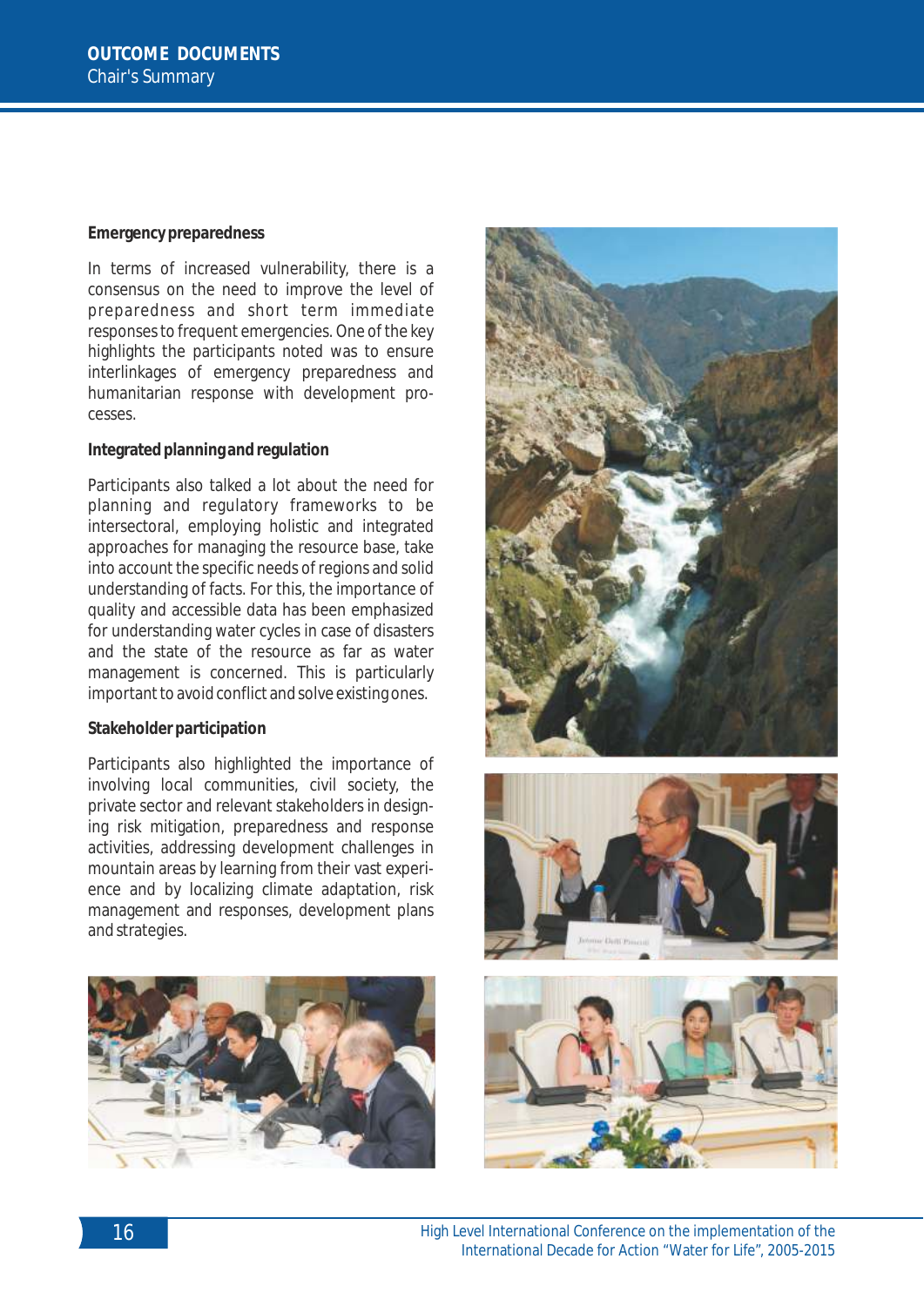### Emergency preparedness

In terms of increased vulnerability, there is a consensus on the need to improve the level of preparedness and short term immediate responses to frequent emergencies. One of the key highlights the participants noted was to ensure interlinkages of emergency preparedness and humanitarian response with development processes.

### Integrated planning and regulation

Participants also talked a lot about the need for planning and regulatory frameworks to be intersectoral, employing holistic and integrated approaches for managing the resource base, take into account the specific needs of regions and solid understanding of facts. For this, the importance of quality and accessible data has been emphasized for understanding water cycles in case of disasters and the state of the resource as far as water management is concerned. This is particularly important to avoid conflict and solve existing ones.

### Stakeholder participation

Participants also highlighted the importance of involving local communities, civil society, the private sector and relevant stakeholders in designing risk mitigation, preparedness and response activities, addressing development challenges in mountain areas by learning from their vast experience and by localizing climate adaptation, risk management and responses, development plans and strategies.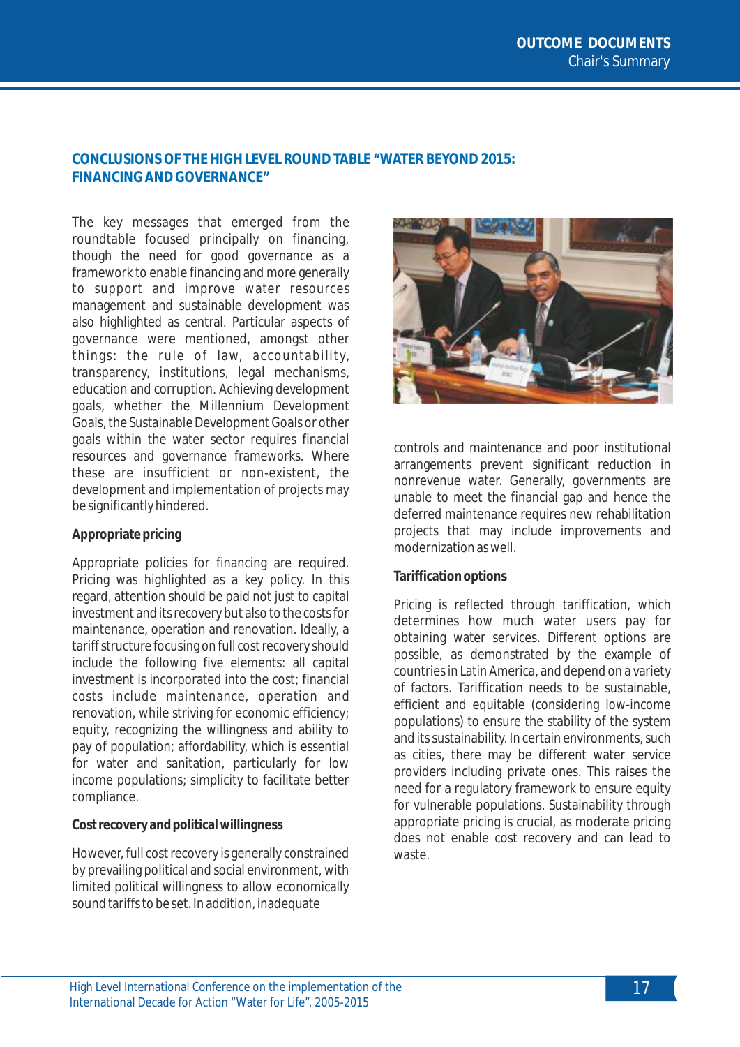## CONCLUSIONS OF THE HIGH LEVEL ROUND TABLE "WATER BEYOND 2015: FINANCING AND GOVERNANCE"

The key messages that emerged from the roundtable focused principally on financing, though the need for good governance as a framework to enable financing and more generally to support and improve water resources management and sustainable development was also highlighted as central. Particular aspects of governance were mentioned, amongst other things: the rule of law, accountability, transparency, institutions, legal mechanisms, education and corruption. Achieving development goals, whether the Millennium Development Goals, the Sustainable Development Goals or other goals within the water sector requires financial resources and governance frameworks. Where these are insufficient or non-existent, the development and implementation of projects may be significantly hindered.

### Appropriate pricing

Appropriate policies for financing are required. Pricing was highlighted as a key policy. In this regard, attention should be paid not just to capital investment and its recovery but also to the costs for maintenance, operation and renovation. Ideally, a tariff structure focusing on full cost recovery should include the following five elements: all capital investment is incorporated into the cost; financial costs include maintenance, operation and renovation, while striving for economic efficiency; equity, recognizing the willingness and ability to pay of population; affordability, which is essential for water and sanitation, particularly for low income populations; simplicity to facilitate better compliance.

### Cost recovery and political willingness

However, full cost recovery is generally constrained by prevailing political and social environment, with limited political willingness to allow economically sound tariffs to be set. In addition, inadequate controls and maintenance and poor institutional arrangements prevent significant reduction in nonrevenue water. Generally, governments are unable to meet the financial gap and hence the deferred maintenance requires new rehabilitation projects that may include improvements and modernization as well.

### Tariffication options

Pricing is reflected through tariffication, which determines how much water users pay for obtaining water services. Different options are possible, as demonstrated by the example of countries in Latin America, and depend on a variety of factors. Tariffication needs to be sustainable, efficient and equitable (considering low-income populations) to ensure the stability of the system and its sustainability. In certain environments, such as cities, there may be different water service providers including private ones. This raises the need for a regulatory framework to ensure equity for vulnerable populations. Sustainability through appropriate pricing is crucial, as moderate pricing does not enable cost recovery and can lead to waste.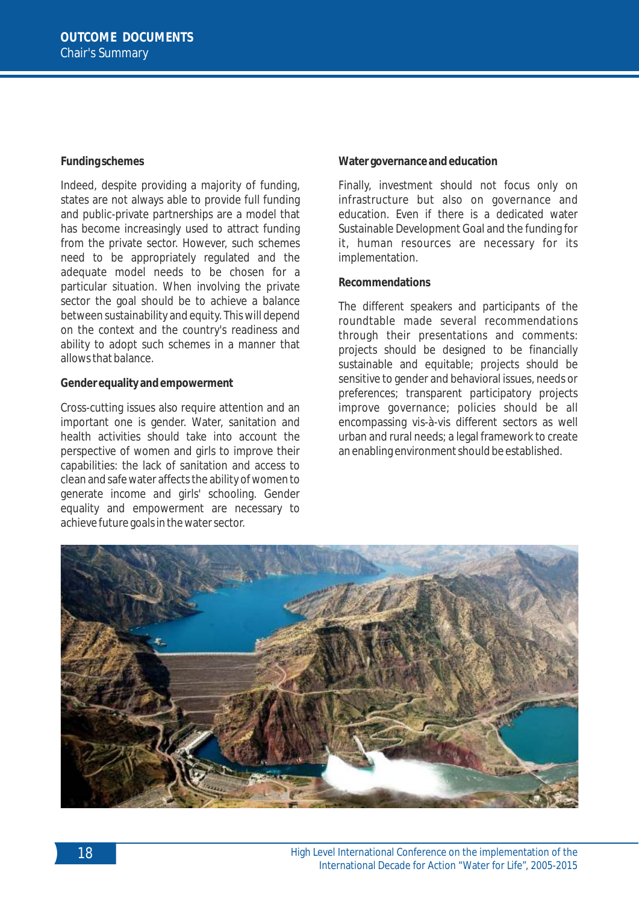### Funding schemes

Indeed, despite providing a majority of funding, states are not always able to provide full funding and public-private partnerships are a model that has become increasingly used to attract funding from the private sector. However, such schemes need to be appropriately regulated and the adequate model needs to be chosen for a particular situation. When involving the private sector the goal should be to achieve a balance between sustainability and equity. This will depend on the context and the country's readiness and ability to adopt such schemes in a manner that allows that balance.

### Gender equality and empowerment

Cross-cutting issues also require attention and an important one is gender. Water, sanitation and health activities should take into account the perspective of women and girls to improve their capabilities: the lack of sanitation and access to clean and safe water affects the ability of women to generate income and girls' schooling. Gender equality and empowerment are necessary to achieve future goals in the water sector.

### Water governance and education

Finally, investment should not focus only on infrastructure but also on governance and education. Even if there is a dedicated water Sustainable Development Goal and the funding for it, human resources are necessary for its implementation.

### Recommendations

The different speakers and participants of the roundtable made several recommendations through their presentations and comments: projects should be designed to be financially sustainable and equitable; projects should be sensitive to gender and behavioral issues, needs or preferences; transparent participatory projects improve governance; policies should be all encompassing vis-à-vis different sectors as well urban and rural needs; a legal framework to create an enabling environment should be established.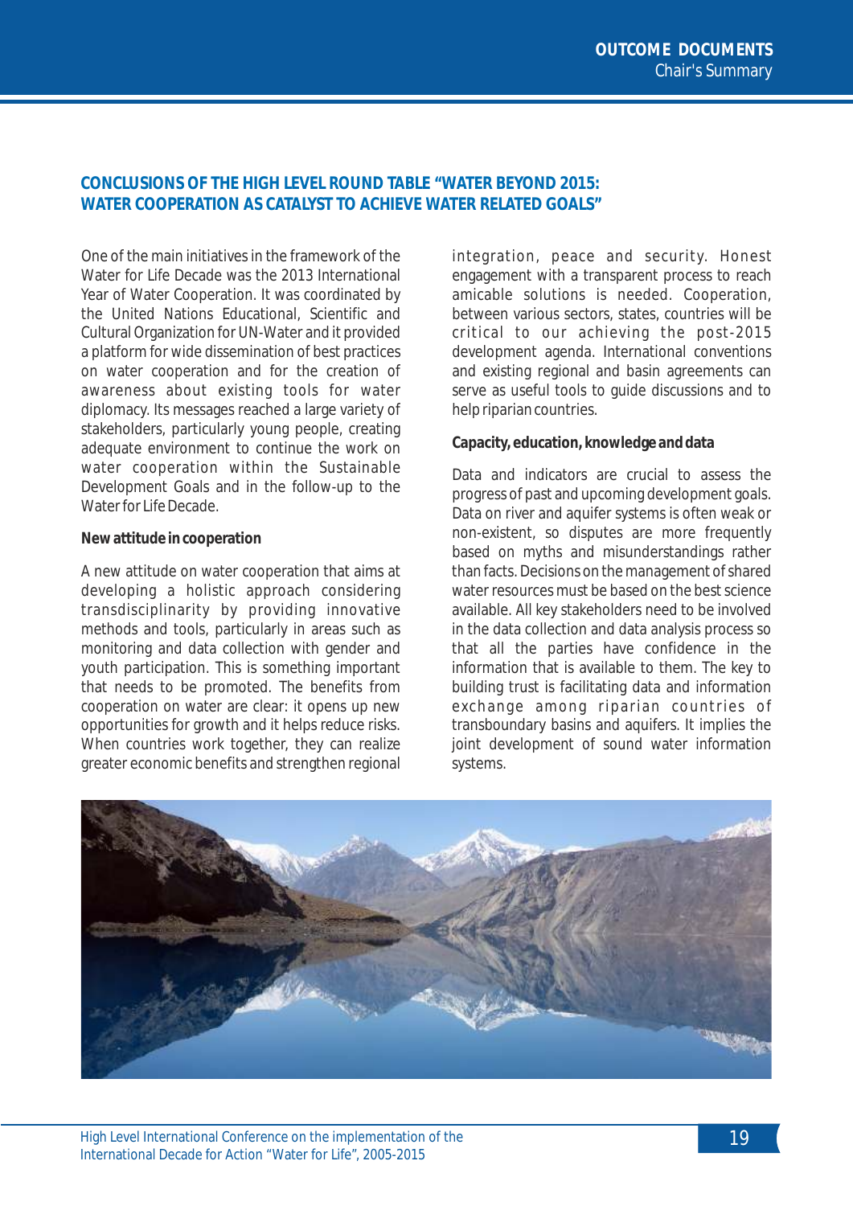## CONCLUSIONS OF THE HIGH LEVEL ROUND TABLE "WATER BEYOND 2015: WATER COOPERATION AS CATALYST TO ACHIEVE WATER RELATED GOALS"

One of the main initiatives in the framework of the Water for Life Decade was the 2013 International Year of Water Cooperation. It was coordinated by the United Nations Educational, Scientific and Cultural Organization for UN-Water and it provided a platform for wide dissemination of best practices on water cooperation and for the creation of awareness about existing tools for water diplomacy. Its messages reached a large variety of stakeholders, particularly young people, creating adequate environment to continue the work on water cooperation within the Sustainable Development Goals and in the follow-up to the Water for Life Decade.

**New attitude in cooperation**

A new attitude on water cooperation that aims at developing a holistic approach considering transdisciplinarity by providing innovative methods and tools, particularly in areas such as monitoring and data collection with gender and youth participation. This is something important that needs to be promoted. The benefits from cooperation on water are clear: it opens up new opportunities for growth and it helps reduce risks. When countries work together, they can realize greater economic benefits and strengthen regional integration, peace and security. Honest engagement with a transparent process to reach amicable solutions is needed. Cooperation, between various sectors, states, countries will be critical to our achieving the post-2015 development agenda. International conventions and existing regional and basin agreements can serve as useful tools to guide discussions and to help riparian countries.

**Capacity, education, knowledge and data**

Data and indicators are crucial to assess the progress of past and upcoming development goals. Data on river and aquifer systems is often weak or non-existent, so disputes are more frequently based on myths and misunderstandings rather than facts. Decisions on the management of shared water resources must be based on the best science available. All key stakeholders need to be involved in the data collection and data analysis process so that all the parties have confidence in the information that is available to them. The key to building trust is facilitating data and information exchange among riparian countries of transboundary basins and aquifers. It implies the joint development of sound water information systems.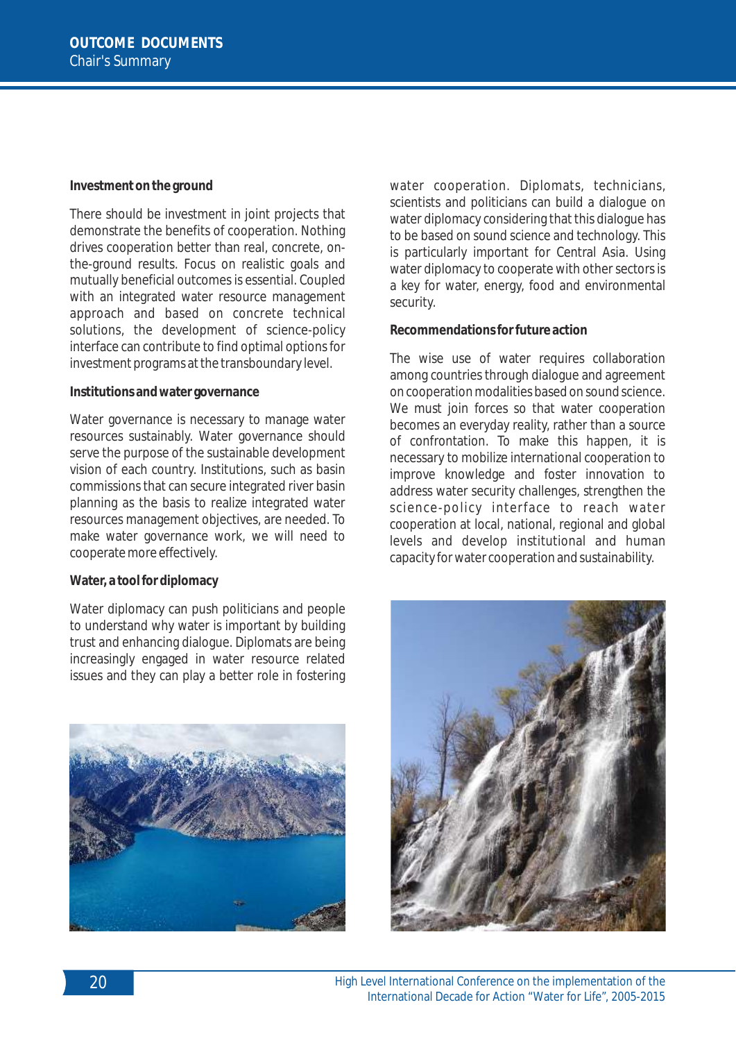### Investment on the ground

There should be investment in joint projects that demonstrate the benefits of cooperation. Nothing drives cooperation better than real, concrete, on-the-ground results. Focus on realistic goals and mutually beneficial outcomes is essential. Coupled with an integrated water resource management approach and based on concrete technical solutions, the development of science-policy interface can contribute to find optimal options for investment programs at the transboundary level.

### Institutions and water governance

Water governance is necessary to manage water resources sustainably. Water governance should serve the purpose of the sustainable development vision of each country. Institutions, such as basin commissions that can secure integrated river basin planning as the basis to realize integrated water resources management objectives, are needed. To make water governance work, we will need to cooperate more effectively.

### Water, a tool for diplomacy

Water diplomacy can push politicians and people to understand why water is important by building trust and enhancing dialogue. Diplomats are being increasingly engaged in water resource related issues and they can play a better role in fostering water cooperation. Diplomats, technicians, scientists and politicians can build a dialogue on water diplomacy considering that this dialogue has to be based on sound science and technology. This is particularly important for Central Asia. Using water diplomacy to cooperate with other sectors is a key for water, energy, food and environmental security.

### Recommendations for future action

The wise use of water requires collaboration among countries through dialogue and agreement on cooperation modalities based on sound science. We must join forces so that water cooperation becomes an everyday reality, rather than a source of confrontation. To make this happen, it is necessary to mobilize international cooperation to improve knowledge and foster innovation to address water security challenges, strengthen the science-policy interface to reach water cooperation at local, national, regional and global levels and develop institutional and human capacity for water cooperation and sustainability.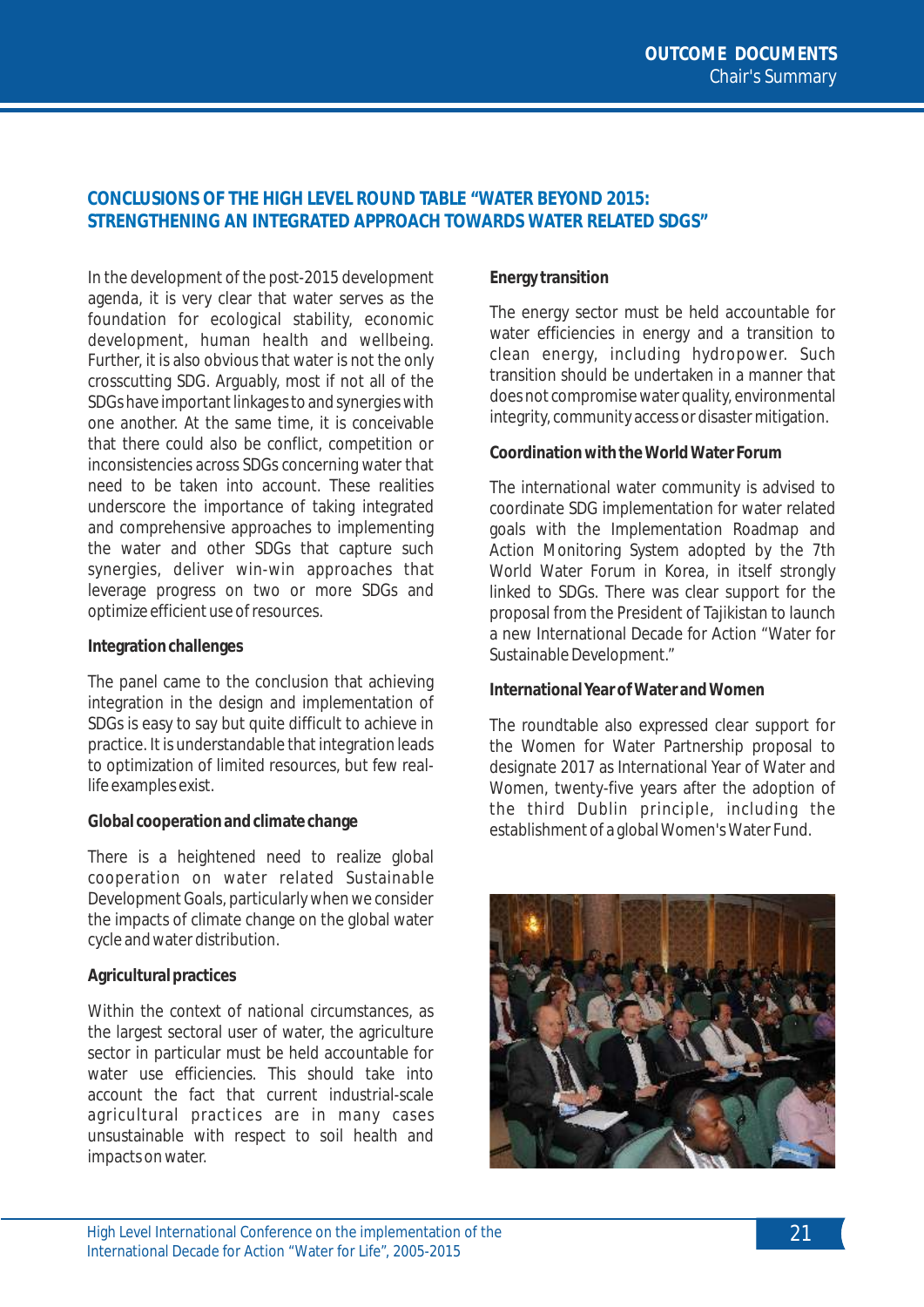## CONCLUSIONS OF THE HIGH LEVEL ROUND TABLE "WATER BEYOND 2015: STRENGTHENING AN INTEGRATED APPROACH TOWARDS WATER RELATED SDGS"

In the development of the post-2015 development agenda, it is very clear that water serves as the foundation for ecological stability, economic development, human health and wellbeing. Further, it is also obvious that water is not the only crosscutting SDG. Arguably, most if not all of the SDGs have important linkages to and synergies with one another. At the same time, it is conceivable that there could also be conflict, competition or inconsistencies across SDGs concerning water that need to be taken into account. These realities underscore the importance of taking integrated and comprehensive approaches to implementing the water and other SDGs that capture such synergies, deliver win-win approaches that leverage progress on two or more SDGs and optimize efficient use of resources.

**Integration challenges**

The panel came to the conclusion that achieving integration in the design and implementation of SDGs is easy to say but quite difficult to achieve in practice. It is understandable that integration leads to optimization of limited resources, but few real-life examples exist.

**Global cooperation and climate change**

There is a heightened need to realize global cooperation on water related Sustainable Development Goals, particularly when we consider the impacts of climate change on the global water cycle and water distribution.

**Agricultural practices**

Within the context of national circumstances, as the largest sectoral user of water, the agriculture sector in particular must be held accountable for water use efficiencies. This should take into account the fact that current industrial-scale agricultural practices are in many cases unsustainable with respect to soil health and impacts on water.

**Energy transition**

The energy sector must be held accountable for water efficiencies in energy and a transition to clean energy, including hydropower. Such transition should be undertaken in a manner that does not compromise water quality, environmental integrity, community access or disaster mitigation.

**Coordination with the World Water Forum**

The international water community is advised to coordinate SDG implementation for water related goals with the Implementation Roadmap and Action Monitoring System adopted by the 7th World Water Forum in Korea, in itself strongly linked to SDGs. There was clear support for the proposal from the President of Tajikistan to launch a new International Decade for Action "Water for Sustainable Development."

**International Year of Water and Women**

The roundtable also expressed clear support for the Women for Water Partnership proposal to designate 2017 as International Year of Water and Women, twenty-five years after the adoption of the third Dublin principle, including the establishment of a global Women's Water Fund.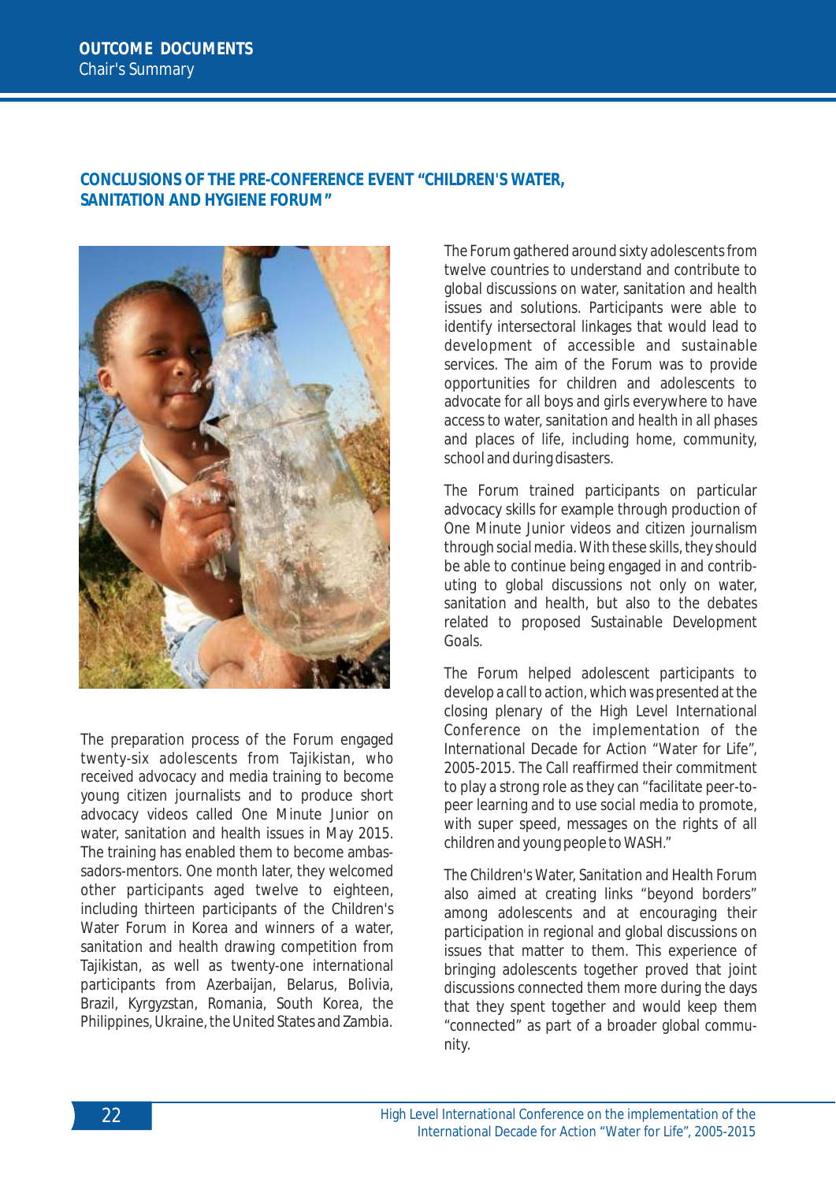## CONCLUSIONS OF THE PRE-CONFERENCE EVENT "CHILDREN'S WATER, SANITATION AND HYGIENE FORUM"

The preparation process of the Forum engaged twenty-six adolescents from Tajikistan, who received advocacy and media training to become young citizen journalists and to produce short advocacy videos called One Minute Junior on water, sanitation and health issues in May 2015. The training has enabled them to become ambassadors-mentors. One month later, they welcomed other participants aged twelve to eighteen, including thirteen participants of the Children's Water Forum in Korea and winners of a water, sanitation and health drawing competition from Tajikistan, as well as twenty-one international participants from Azerbaijan, Belarus, Bolivia, Brazil, Kyrgyzstan, Romania, South Korea, the Philippines, Ukraine, the United States and Zambia.

The Forum gathered around sixty adolescents from twelve countries to understand and contribute to global discussions on water, sanitation and health issues and solutions. Participants were able to identify intersectoral linkages that would lead to development of accessible and sustainable services. The aim of the Forum was to provide opportunities for children and adolescents to advocate for all boys and girls everywhere to have access to water, sanitation and health in all phases and places of life, including home, community, school and during disasters.

The Forum trained participants on particular advocacy skills for example through production of One Minute Junior videos and citizen journalism through social media. With these skills, they should be able to continue being engaged in and contributing to global discussions not only on water, sanitation and health, but also to the debates related to proposed Sustainable Development Goals.

The Forum helped adolescent participants to develop a call to action, which was presented at the closing plenary of the High Level International Conference on the implementation of the International Decade for Action "Water for Life", 2005-2015. The Call reaffirmed their commitment to play a strong role as they can "facilitate peer-to-peer learning and to use social media to promote, with super speed, messages on the rights of all children and young people to WASH."

The Children's Water, Sanitation and Health Forum also aimed at creating links "beyond borders" among adolescents and at encouraging their participation in regional and global discussions on issues that matter to them. This experience of bringing adolescents together proved that joint discussions connected them more during the days that they spent together and would keep them "connected" as part of a broader global community.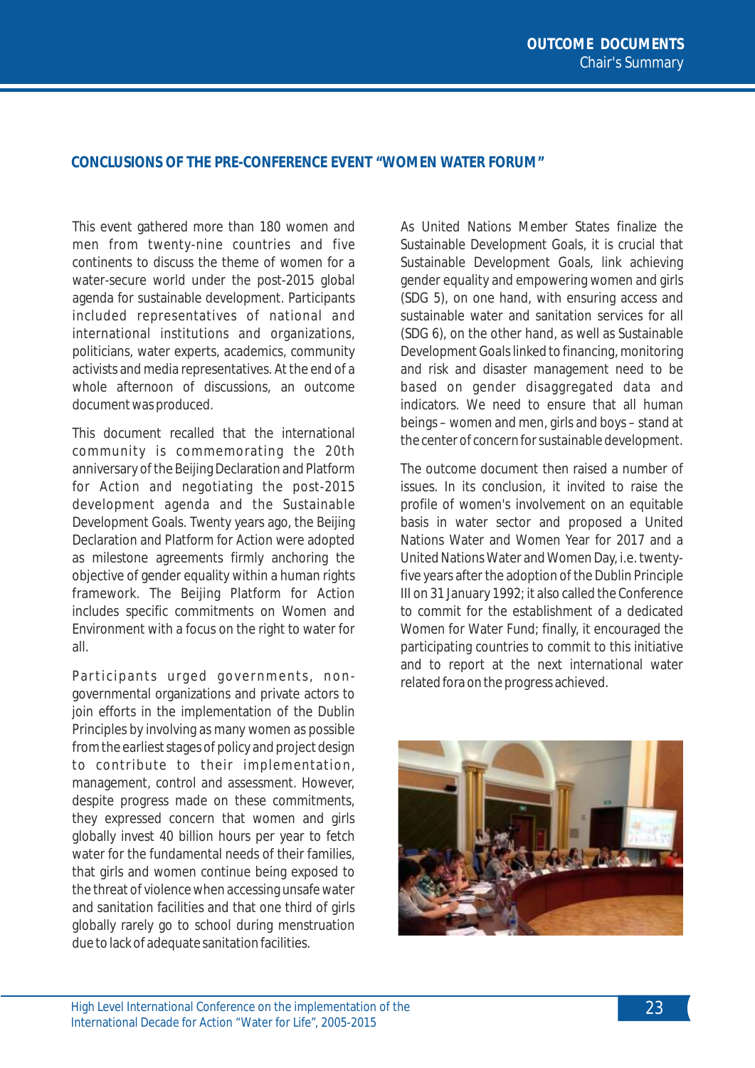## CONCLUSIONS OF THE PRE-CONFERENCE EVENT "WOMEN WATER FORUM"

This event gathered more than 180 women and men from twenty-nine countries and five continents to discuss the theme of women for a water-secure world under the post-2015 global agenda for sustainable development. Participants included representatives of national and international institutions and organizations, politicians, water experts, academics, community activists and media representatives. At the end of a whole afternoon of discussions, an outcome document was produced.

This document recalled that the international community is commemorating the 20th anniversary of the Beijing Declaration and Platform for Action and negotiating the post-2015 development agenda and the Sustainable Development Goals. Twenty years ago, the Beijing Declaration and Platform for Action were adopted as milestone agreements firmly anchoring the objective of gender equality within a human rights framework. The Beijing Platform for Action includes specific commitments on Women and Environment with a focus on the right to water for all.

Participants urged governments, non-governmental organizations and private actors to join efforts in the implementation of the Dublin Principles by involving as many women as possible from the earliest stages of policy and project design to contribute to their implementation, management, control and assessment. However, despite progress made on these commitments, they expressed concern that women and girls globally invest 40 billion hours per year to fetch water for the fundamental needs of their families, that girls and women continue being exposed to the threat of violence when accessing unsafe water and sanitation facilities and that one third of girls globally rarely go to school during menstruation due to lack of adequate sanitation facilities.

As United Nations Member States finalize the Sustainable Development Goals, it is crucial that Sustainable Development Goals, link achieving gender equality and empowering women and girls (SDG 5), on one hand, with ensuring access and sustainable water and sanitation services for all (SDG 6), on the other hand, as well as Sustainable Development Goals linked to financing, monitoring and risk and disaster management need to be based on gender disaggregated data and indicators. We need to ensure that all human beings – women and men, girls and boys – stand at the center of concern for sustainable development.

The outcome document then raised a number of issues. In its conclusion, it invited to raise the profile of women's involvement on an equitable basis in water sector and proposed a United Nations Water and Women Year for 2017 and a United Nations Water and Women Day, i.e. twenty-five years after the adoption of the Dublin Principle III on 31 January 1992; it also called the Conference to commit for the establishment of a dedicated Women for Water Fund; finally, it encouraged the participating countries to commit to this initiative and to report at the next international water related fora on the progress achieved.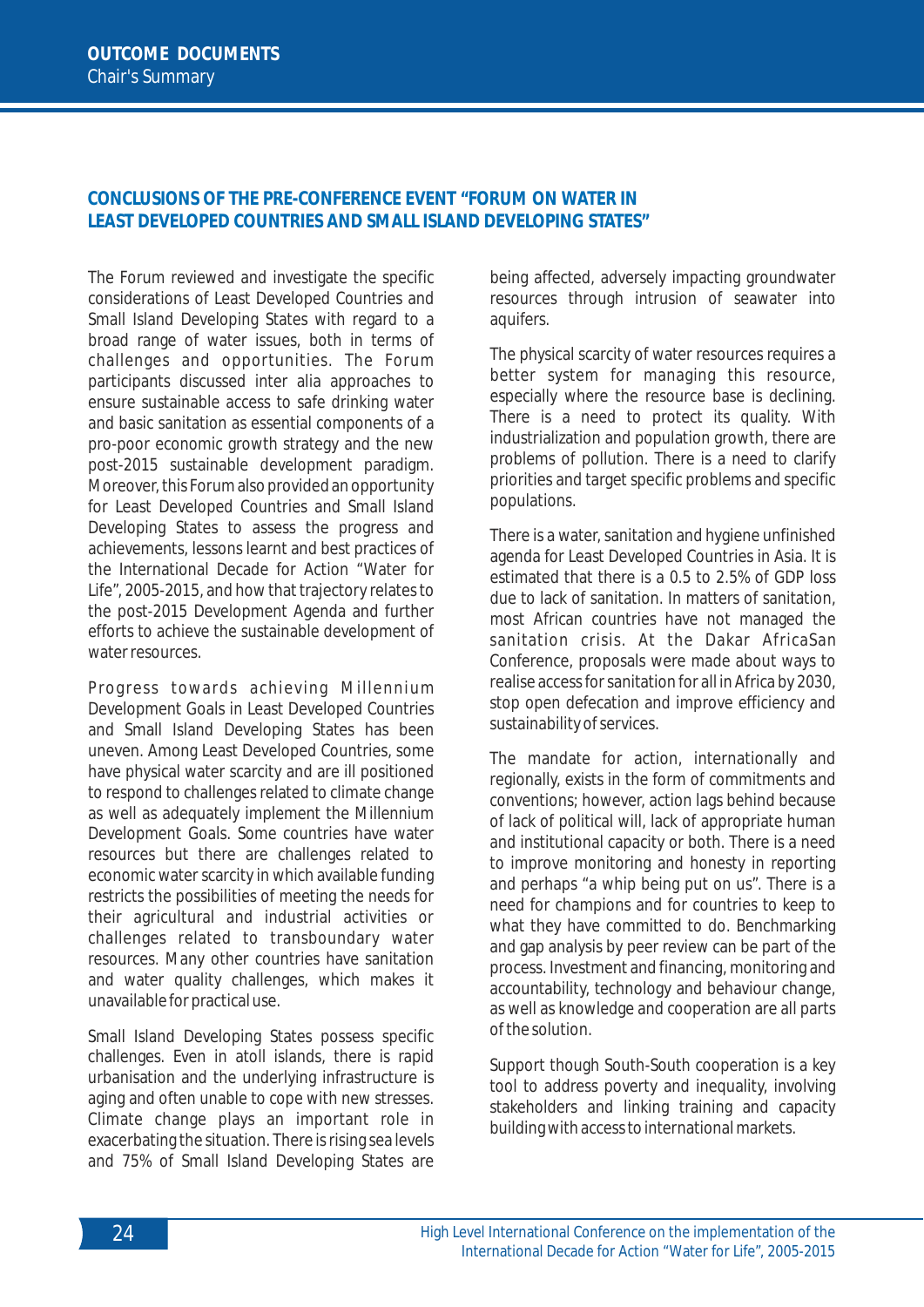## CONCLUSIONS OF THE PRE-CONFERENCE EVENT "FORUM ON WATER IN LEAST DEVELOPED COUNTRIES AND SMALL ISLAND DEVELOPING STATES"

The Forum reviewed and investigate the specific considerations of Least Developed Countries and Small Island Developing States with regard to a broad range of water issues, both in terms of challenges and opportunities. The Forum participants discussed inter alia approaches to ensure sustainable access to safe drinking water and basic sanitation as essential components of a pro-poor economic growth strategy and the new post-2015 sustainable development paradigm. Moreover, this Forum also provided an opportunity for Least Developed Countries and Small Island Developing States to assess the progress and achievements, lessons learnt and best practices of the International Decade for Action "Water for Life", 2005-2015, and how that trajectory relates to the post-2015 Development Agenda and further efforts to achieve the sustainable development of water resources.

Progress towards achieving Millennium Development Goals in Least Developed Countries and Small Island Developing States has been uneven. Among Least Developed Countries, some have physical water scarcity and are ill positioned to respond to challenges related to climate change as well as adequately implement the Millennium Development Goals. Some countries have water resources but there are challenges related to economic water scarcity in which available funding restricts the possibilities of meeting the needs for their agricultural and industrial activities or challenges related to transboundary water resources. Many other countries have sanitation and water quality challenges, which makes it unavailable for practical use.

Small Island Developing States possess specific challenges. Even in atoll islands, there is rapid urbanisation and the underlying infrastructure is aging and often unable to cope with new stresses. Climate change plays an important role in exacerbating the situation. There is rising sea levels and 75% of Small Island Developing States are being affected, adversely impacting groundwater resources through intrusion of seawater into aquifers.

The physical scarcity of water resources requires a better system for managing this resource, especially where the resource base is declining. There is a need to protect its quality. With industrialization and population growth, there are problems of pollution. There is a need to clarify priorities and target specific problems and specific populations.

There is a water, sanitation and hygiene unfinished agenda for Least Developed Countries in Asia. It is estimated that there is a 0.5 to 2.5% of GDP loss due to lack of sanitation. In matters of sanitation, most African countries have not managed the sanitation crisis. At the Dakar AfricaSan Conference, proposals were made about ways to realise access for sanitation for all in Africa by 2030, stop open defecation and improve efficiency and sustainability of services.

The mandate for action, internationally and regionally, exists in the form of commitments and conventions; however, action lags behind because of lack of political will, lack of appropriate human and institutional capacity or both. There is a need to improve monitoring and honesty in reporting and perhaps "a whip being put on us". There is a need for champions and for countries to keep to what they have committed to do. Benchmarking and gap analysis by peer review can be part of the process. Investment and financing, monitoring and accountability, technology and behaviour change, as well as knowledge and cooperation are all parts of the solution.

Support though South-South cooperation is a key tool to address poverty and inequality, involving stakeholders and linking training and capacity building with access to international markets.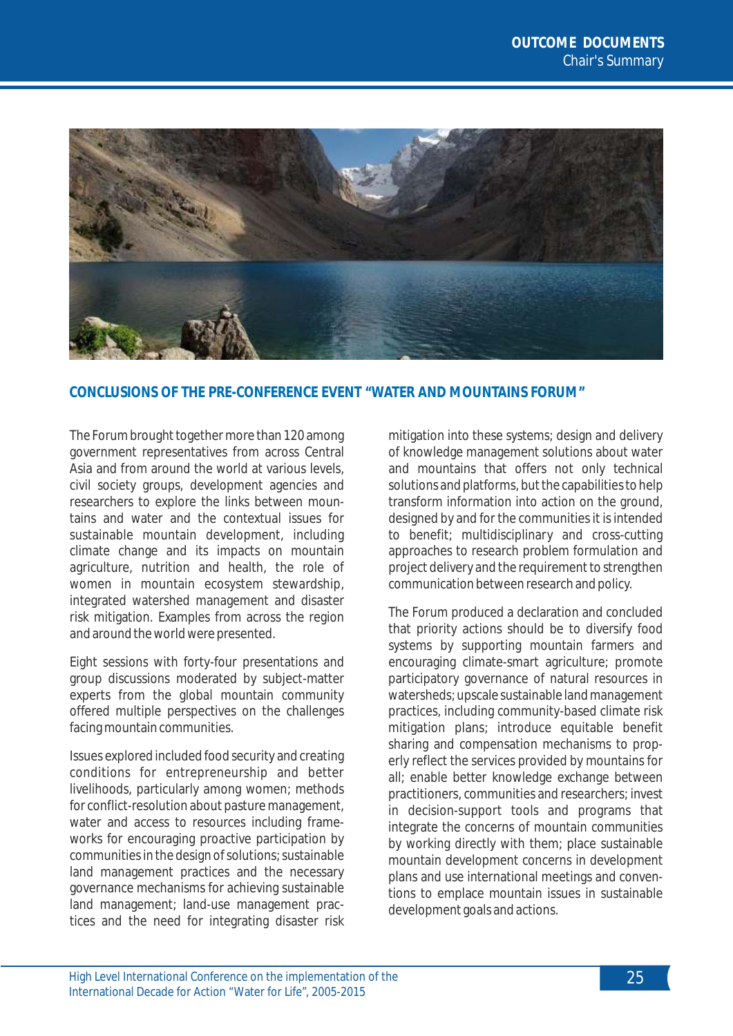## CONCLUSIONS OF THE PRE-CONFERENCE EVENT "WATER AND MOUNTAINS FORUM"

The Forum brought together more than 120 among government representatives from across Central Asia and from around the world at various levels, civil society groups, development agencies and researchers to explore the links between mountains and water and the contextual issues for sustainable mountain development, including climate change and its impacts on mountain agriculture, nutrition and health, the role of women in mountain ecosystem stewardship, integrated watershed management and disaster risk mitigation. Examples from across the region and around the world were presented.

Eight sessions with forty-four presentations and group discussions moderated by subject-matter experts from the global mountain community offered multiple perspectives on the challenges facing mountain communities.

Issues explored included food security and creating conditions for entrepreneurship and better livelihoods, particularly among women; methods for conflict-resolution about pasture management, water and access to resources including frameworks for encouraging proactive participation by communities in the design of solutions; sustainable land management practices and the necessary governance mechanisms for achieving sustainable land management; land-use management practices and the need for integrating disaster risk mitigation into these systems; design and delivery of knowledge management solutions about water and mountains that offers not only technical solutions and platforms, but the capabilities to help transform information into action on the ground, designed by and for the communities it is intended to benefit; multidisciplinary and cross-cutting approaches to research problem formulation and project delivery and the requirement to strengthen communication between research and policy.

The Forum produced a declaration and concluded that priority actions should be to diversify food systems by supporting mountain farmers and encouraging climate-smart agriculture; promote participatory governance of natural resources in watersheds; upscale sustainable land management practices, including community-based climate risk mitigation plans; introduce equitable benefit sharing and compensation mechanisms to properly reflect the services provided by mountains for all; enable better knowledge exchange between practitioners, communities and researchers; invest in decision-support tools and programs that integrate the concerns of mountain communities by working directly with them; place sustainable mountain development concerns in development plans and use international meetings and conventions to emplace mountain issues in sustainable development goals and actions.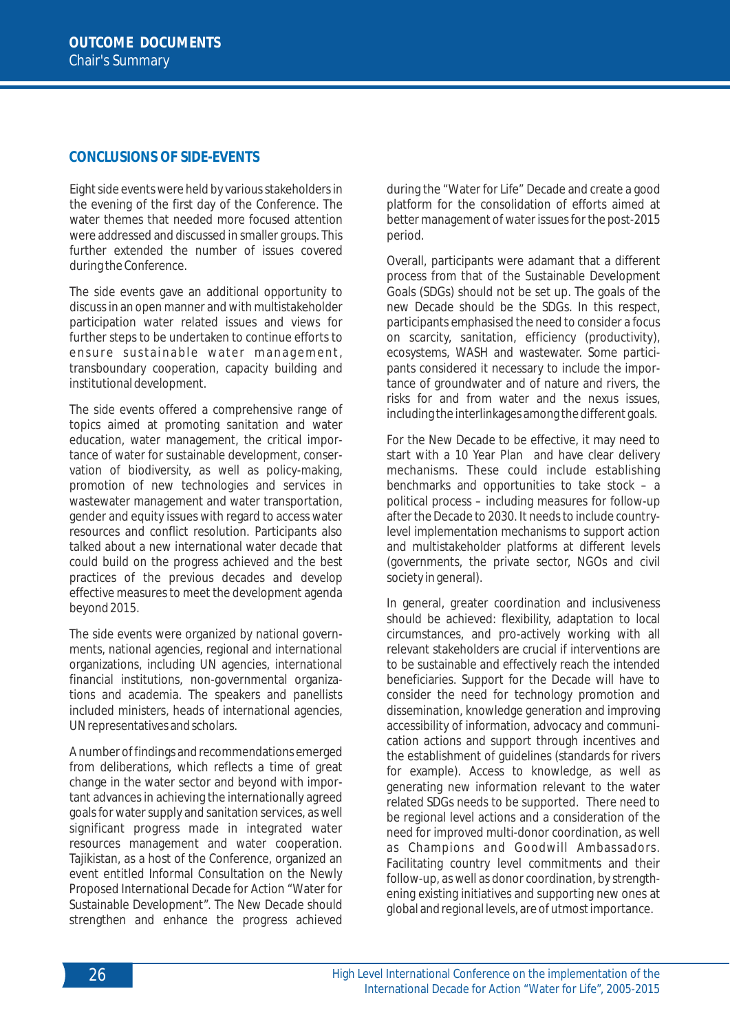## CONCLUSIONS OF SIDE-EVENTS

Eight side events were held by various stakeholders in the evening of the first day of the Conference. The water themes that needed more focused attention were addressed and discussed in smaller groups. This further extended the number of issues covered during the Conference.

The side events gave an additional opportunity to discuss in an open manner and with multistakeholder participation water related issues and views for further steps to be undertaken to continue efforts to ensure sustainable water management, transboundary cooperation, capacity building and institutional development.

The side events offered a comprehensive range of topics aimed at promoting sanitation and water education, water management, the critical importance of water for sustainable development, conservation of biodiversity, as well as policy-making, promotion of new technologies and services in wastewater management and water transportation, gender and equity issues with regard to access water resources and conflict resolution. Participants also talked about a new international water decade that could build on the progress achieved and the best practices of the previous decades and develop effective measures to meet the development agenda beyond 2015.

The side events were organized by national governments, national agencies, regional and international organizations, including UN agencies, international financial institutions, non-governmental organizations and academia. The speakers and panellists included ministers, heads of international agencies, UN representatives and scholars.

A number of findings and recommendations emerged from deliberations, which reflects a time of great change in the water sector and beyond with important advances in achieving the internationally agreed goals for water supply and sanitation services, as well significant progress made in integrated water resources management and water cooperation. Tajikistan, as a host of the Conference, organized an event entitled Informal Consultation on the Newly Proposed International Decade for Action "Water for Sustainable Development". The New Decade should strengthen and enhance the progress achieved during the "Water for Life" Decade and create a good platform for the consolidation of efforts aimed at better management of water issues for the post-2015 period.

Overall, participants were adamant that a different process from that of the Sustainable Development Goals (SDGs) should not be set up. The goals of the new Decade should be the SDGs. In this respect, participants emphasised the need to consider a focus on scarcity, sanitation, efficiency (productivity), ecosystems, WASH and wastewater. Some participants considered it necessary to include the importance of groundwater and of nature and rivers, the risks for and from water and the nexus issues, including the interlinkages among the different goals.

For the New Decade to be effective, it may need to start with a 10 Year Plan and have clear delivery mechanisms. These could include establishing benchmarks and opportunities to take stock – a political process – including measures for follow-up after the Decade to 2030. It needs to include country-level implementation mechanisms to support action and multistakeholder platforms at different levels (governments, the private sector, NGOs and civil society in general).

In general, greater coordination and inclusiveness should be achieved: flexibility, adaptation to local circumstances, and pro-actively working with all relevant stakeholders are crucial if interventions are to be sustainable and effectively reach the intended beneficiaries. Support for the Decade will have to consider the need for technology promotion and dissemination, knowledge generation and improving accessibility of information, advocacy and communication actions and support through incentives and the establishment of guidelines (standards for rivers for example). Access to knowledge, as well as generating new information relevant to the water related SDGs needs to be supported. There need to be regional level actions and a consideration of the need for improved multi-donor coordination, as well as Champions and Goodwill Ambassadors. Facilitating country level commitments and their follow-up, as well as donor coordination, by strengthening existing initiatives and supporting new ones at global and regional levels, are of utmost importance.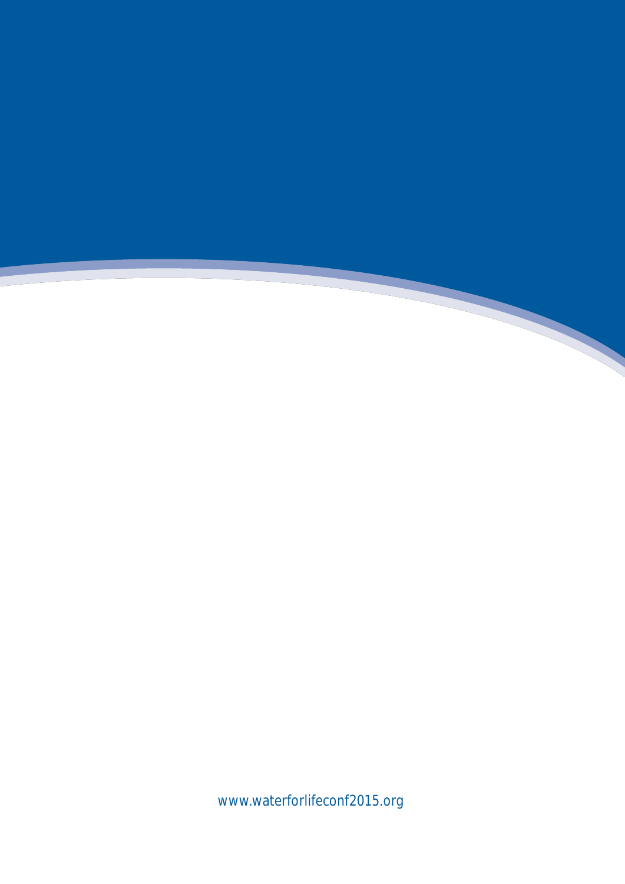www.waterforlifeconf2015.org